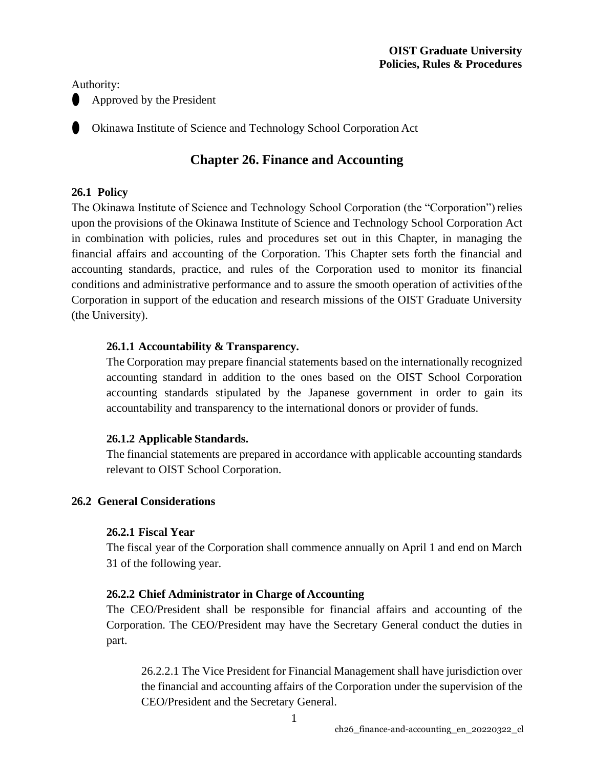Authority:

- Approved by the President
- Okinawa Institute of Science and Technology School Corporation Act

# Chapter 26. Finance and Accounting

## 26.1 Policy

The Okinawa Institute of Science and Technology School Corporation (the "Corporation") relies upon the provisions of the Okinawa Institute of Science and Technology School Corporation Act in combination with policies, rules and procedures set out in this Chapter, in managing the financial affairs and accounting of the Corporation. This Chapter sets forth the financial and accounting standards, practice, and rules of the Corporation used to monitor its financial conditions and administrative performance and to assure the smooth operation of activities of the Corporation in support of the education and research missions of the OIST Graduate University (the University).

### 26.1.1 Accountability & Transparency.

The Corporation may prepare financial statements based on the internationally recognized accounting standard in addition to the ones based on the OIST School Corporation accounting standards stipulated by the Japanese government in order to gain its accountability and transparency to the international donors or provider of funds.

### 26.1.2 Applicable Standards.

The financial statements are prepared in accordance with applicable accounting standards relevant to OIST School Corporation.

## 26.2 General Considerations

### 26.2.1 Fiscal Year

The fiscal year of the Corporation shall commence annually on April 1 and end on March 31 of the following year.

### 26.2.2 Chief Administrator in Charge of Accounting

The CEO/President shall be responsible for financial affairs and accounting of the Corporation. The CEO/President may have the Secretary General conduct the duties in part.

26.2.2.1 The Vice President for Financial Management shall have jurisdiction over the financial and accounting affairs of the Corporation under the supervision of the CEO/President and the Secretary General.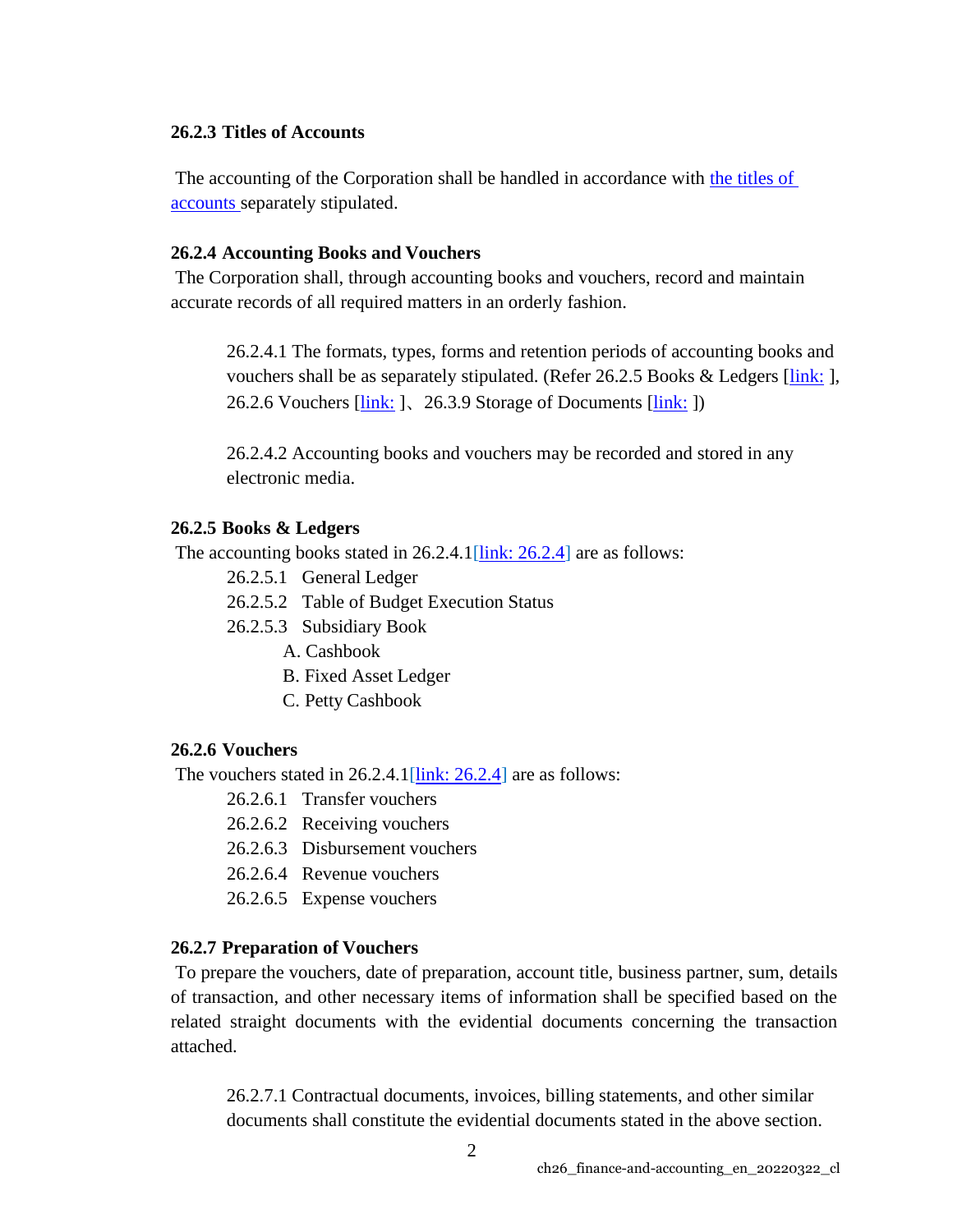### 26.2.3 Titles of Accounts

The accounting of the Corporation shall be handled in accordance with the titles of accounts separately stipulated.

### 26.2.4 Accounting Books and Vouchers

The Corporation shall, through accounting books and vouchers, record and maintain accurate records of all required matters in an orderly fashion.

26.2.4.1 The formats, types, forms and retention periods of accounting books and vouchers shall be as separately stipulated. (Refer 26.2.5 Books & Ledgers [link: ], 26.2.6 Vouchers [link: ]、26.3.9 Storage of Documents [link: ])

26.2.4.2 Accounting books and vouchers may be recorded and stored in any electronic media.

### 26.2.5 Books & Ledgers

The accounting books stated in 26.2.4.1[link: 26.2.4] are as follows:

26.2.5.1 General Ledger

26.2.5.2 Table of Budget Execution Status

26.2.5.3 Subsidiary Book

- A. Cashbook
- B. Fixed Asset Ledger
- C. Petty Cashbook

### 26.2.6 Vouchers

The vouchers stated in 26.2.4.1[link: 26.2.4] are as follows:

26.2.6.1 Transfer vouchers

26.2.6.2 Receiving vouchers

26.2.6.3 Disbursement vouchers

26.2.6.4 Revenue vouchers

26.2.6.5 Expense vouchers

### 26.2.7 Preparation of Vouchers

To prepare the vouchers, date of preparation, account title, business partner, sum, details of transaction, and other necessary items of information shall be specified based on the related straight documents with the evidential documents concerning the transaction attached.

26.2.7.1 Contractual documents, invoices, billing statements, and other similar documents shall constitute the evidential documents stated in the above section.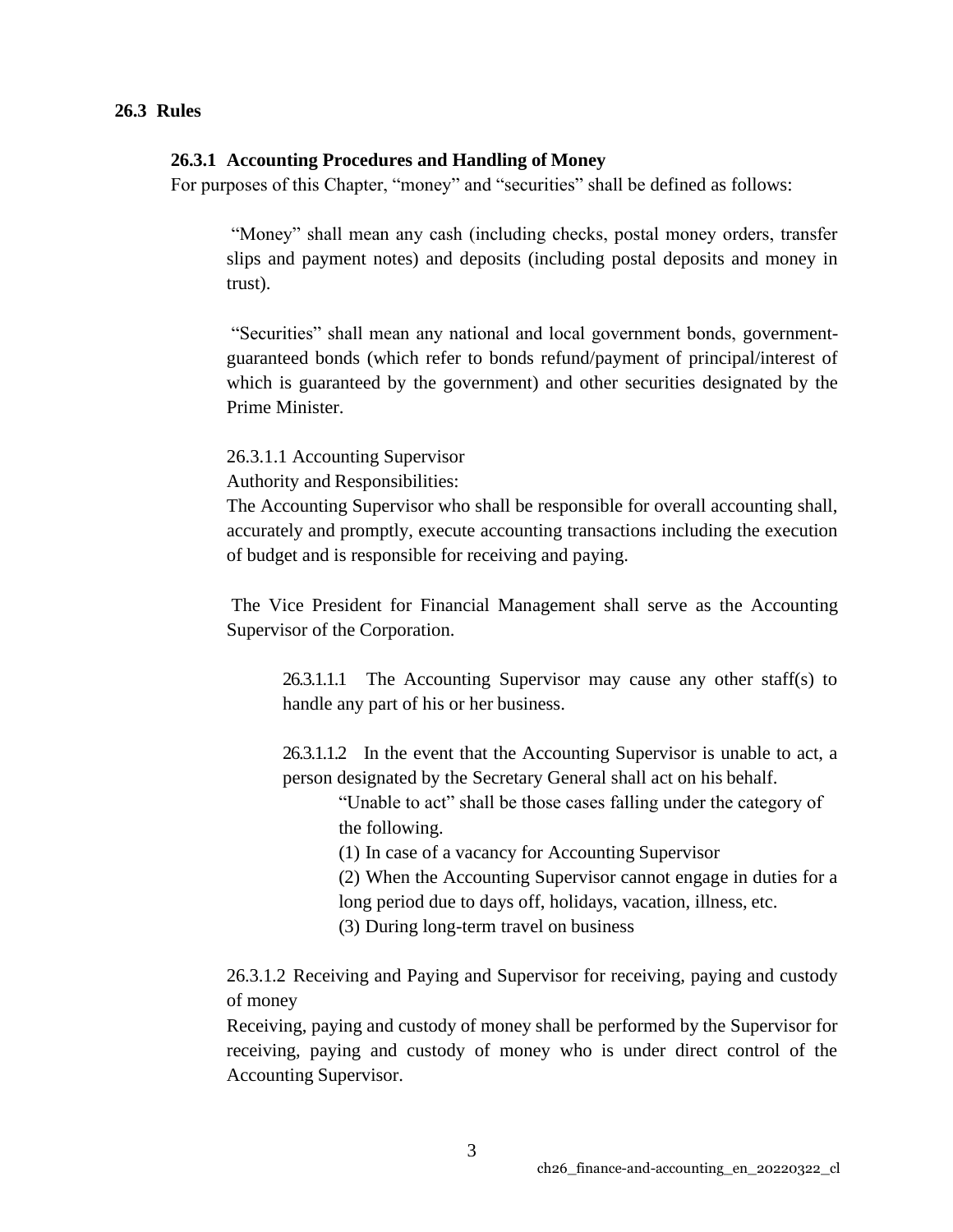## 26.3 Rules

### 26.3.1 Accounting Procedures and Handling of Money

For purposes of this Chapter, “money” and “securities” shall be defined as follows:

“Money” shall mean any cash (including checks, postal money orders, transfer slips and payment notes) and deposits (including postal deposits and money in trust).

“Securities” shall mean any national and local government bonds, government-guaranteed bonds (which refer to bonds refund/payment of principal/interest of which is guaranteed by the government) and other securities designated by the Prime Minister.

26.3.1.1 Accounting Supervisor

Authority and Responsibilities:

The Accounting Supervisor who shall be responsible for overall accounting shall, accurately and promptly, execute accounting transactions including the execution of budget and is responsible for receiving and paying.

The Vice President for Financial Management shall serve as the Accounting Supervisor of the Corporation.

26.3.1.1.1 The Accounting Supervisor may cause any other staff(s) to handle any part of his or her business.

26.3.1.1.2 In the event that the Accounting Supervisor is unable to act, a person designated by the Secretary General shall act on his behalf.

“Unable to act” shall be those cases falling under the category of the following.

(1) In case of a vacancy for Accounting Supervisor

(2) When the Accounting Supervisor cannot engage in duties for a long period due to days off, holidays, vacation, illness, etc.

(3) During long-term travel on business

26.3.1.2 Receiving and Paying and Supervisor for receiving, paying and custody of money

Receiving, paying and custody of money shall be performed by the Supervisor for receiving, paying and custody of money who is under direct control of the Accounting Supervisor.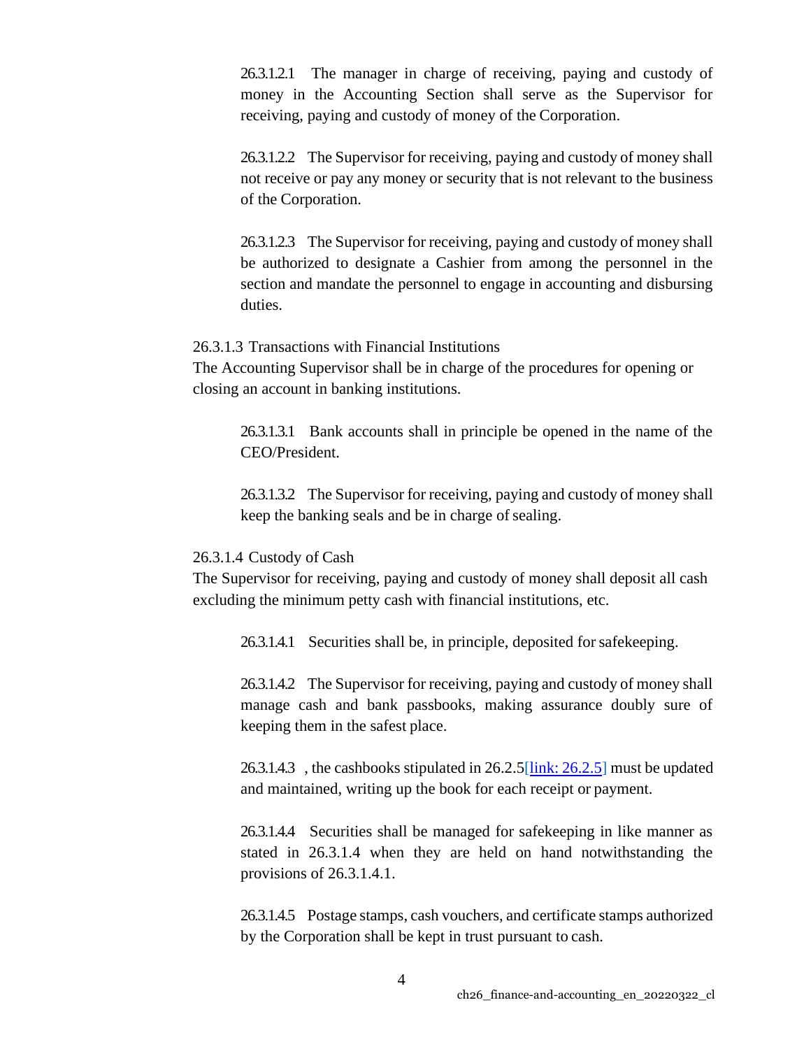26.3.1.2.1 The manager in charge of receiving, paying and custody of money in the Accounting Section shall serve as the Supervisor for receiving, paying and custody of money of the Corporation.

26.3.1.2.2 The Supervisor for receiving, paying and custody of money shall not receive or pay any money or security that is not relevant to the business of the Corporation.

26.3.1.2.3 The Supervisor for receiving, paying and custody of money shall be authorized to designate a Cashier from among the personnel in the section and mandate the personnel to engage in accounting and disbursing duties.

26.3.1.3 Transactions with Financial Institutions

The Accounting Supervisor shall be in charge of the procedures for opening or closing an account in banking institutions.

26.3.1.3.1 Bank accounts shall in principle be opened in the name of the CEO/President.

26.3.1.3.2 The Supervisor for receiving, paying and custody of money shall keep the banking seals and be in charge of sealing.

26.3.1.4 Custody of Cash

The Supervisor for receiving, paying and custody of money shall deposit all cash excluding the minimum petty cash with financial institutions, etc.

26.3.1.4.1 Securities shall be, in principle, deposited for safekeeping.

26.3.1.4.2 The Supervisor for receiving, paying and custody of money shall manage cash and bank passbooks, making assurance doubly sure of keeping them in the safest place.

26.3.1.4.3 , the cashbooks stipulated in 26.2.5[link: 26.2.5] must be updated and maintained, writing up the book for each receipt or payment.

26.3.1.4.4 Securities shall be managed for safekeeping in like manner as stated in 26.3.1.4 when they are held on hand notwithstanding the provisions of 26.3.1.4.1.

26.3.1.4.5 Postage stamps, cash vouchers, and certificate stamps authorized by the Corporation shall be kept in trust pursuant to cash.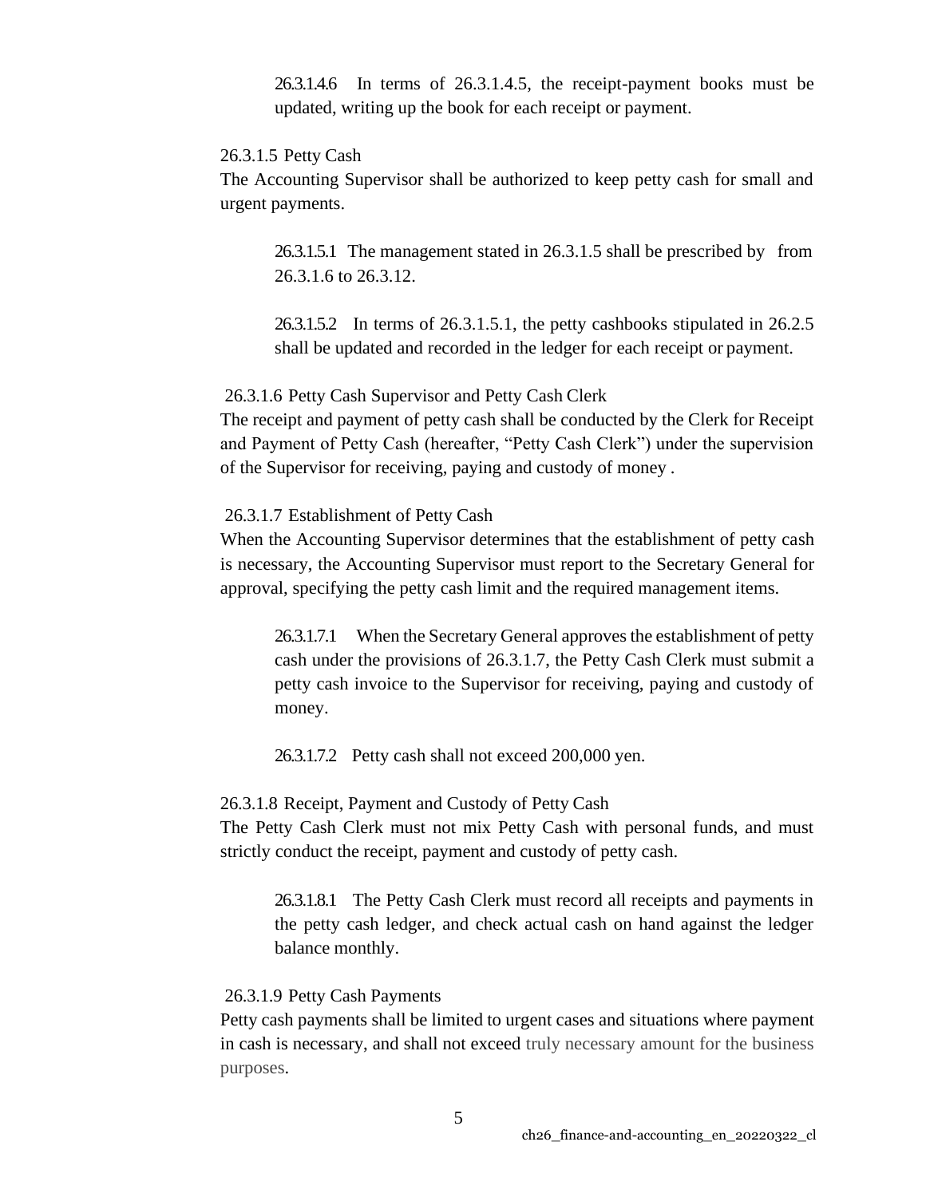26.3.1.4.6 In terms of 26.3.1.4.5, the receipt-payment books must be updated, writing up the book for each receipt or payment.

26.3.1.5 Petty Cash

The Accounting Supervisor shall be authorized to keep petty cash for small and urgent payments.

26.3.1.5.1 The management stated in 26.3.1.5 shall be prescribed by from 26.3.1.6 to 26.3.12.

26.3.1.5.2 In terms of 26.3.1.5.1, the petty cashbooks stipulated in 26.2.5 shall be updated and recorded in the ledger for each receipt or payment.

26.3.1.6 Petty Cash Supervisor and Petty Cash Clerk

The receipt and payment of petty cash shall be conducted by the Clerk for Receipt and Payment of Petty Cash (hereafter, "Petty Cash Clerk") under the supervision of the Supervisor for receiving, paying and custody of money .

26.3.1.7 Establishment of Petty Cash

When the Accounting Supervisor determines that the establishment of petty cash is necessary, the Accounting Supervisor must report to the Secretary General for approval, specifying the petty cash limit and the required management items.

26.3.1.7.1 When the Secretary General approves the establishment of petty cash under the provisions of 26.3.1.7, the Petty Cash Clerk must submit a petty cash invoice to the Supervisor for receiving, paying and custody of money.

26.3.1.7.2 Petty cash shall not exceed 200,000 yen.

26.3.1.8 Receipt, Payment and Custody of Petty Cash

The Petty Cash Clerk must not mix Petty Cash with personal funds, and must strictly conduct the receipt, payment and custody of petty cash.

26.3.1.8.1 The Petty Cash Clerk must record all receipts and payments in the petty cash ledger, and check actual cash on hand against the ledger balance monthly.

26.3.1.9 Petty Cash Payments

Petty cash payments shall be limited to urgent cases and situations where payment in cash is necessary, and shall not exceed truly necessary amount for the business purposes.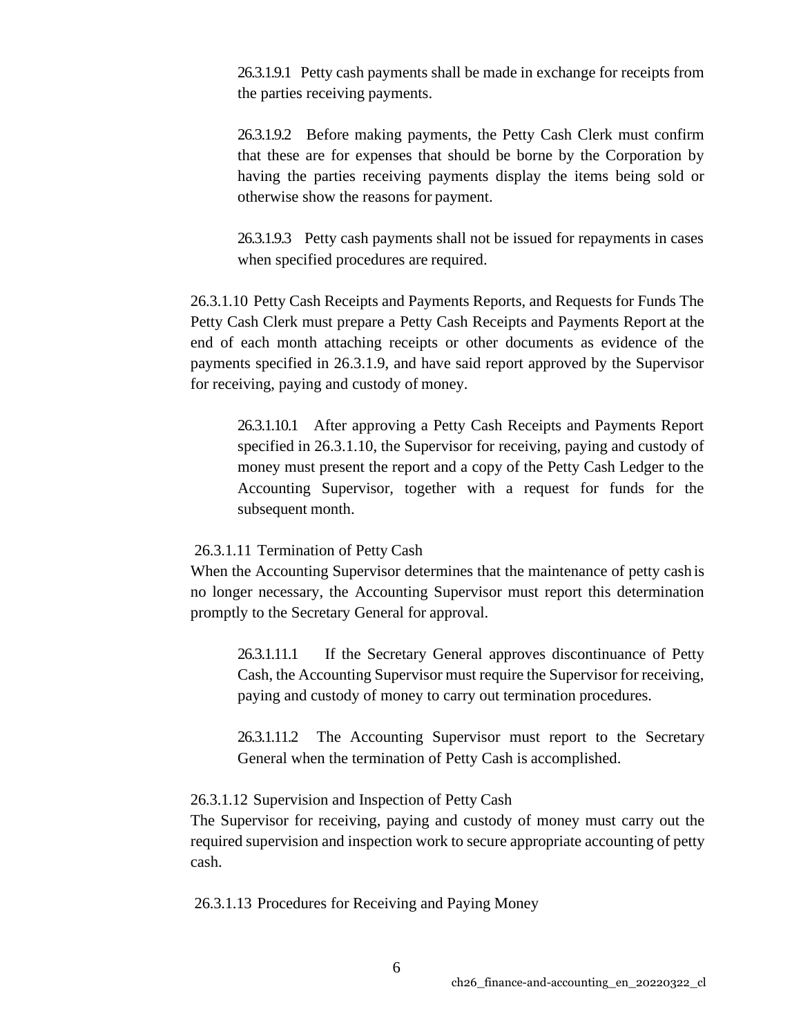26.3.1.9.1 Petty cash payments shall be made in exchange for receipts from the parties receiving payments.

26.3.1.9.2 Before making payments, the Petty Cash Clerk must confirm that these are for expenses that should be borne by the Corporation by having the parties receiving payments display the items being sold or otherwise show the reasons for payment.

26.3.1.9.3 Petty cash payments shall not be issued for repayments in cases when specified procedures are required.

26.3.1.10 Petty Cash Receipts and Payments Reports, and Requests for Funds The Petty Cash Clerk must prepare a Petty Cash Receipts and Payments Report at the end of each month attaching receipts or other documents as evidence of the payments specified in 26.3.1.9, and have said report approved by the Supervisor for receiving, paying and custody of money.

26.3.1.10.1 After approving a Petty Cash Receipts and Payments Report specified in 26.3.1.10, the Supervisor for receiving, paying and custody of money must present the report and a copy of the Petty Cash Ledger to the Accounting Supervisor, together with a request for funds for the subsequent month.

26.3.1.11 Termination of Petty Cash

When the Accounting Supervisor determines that the maintenance of petty cash is no longer necessary, the Accounting Supervisor must report this determination promptly to the Secretary General for approval.

26.3.1.11.1 If the Secretary General approves discontinuance of Petty Cash, the Accounting Supervisor must require the Supervisor for receiving, paying and custody of money to carry out termination procedures.

26.3.1.11.2 The Accounting Supervisor must report to the Secretary General when the termination of Petty Cash is accomplished.

26.3.1.12 Supervision and Inspection of Petty Cash

The Supervisor for receiving, paying and custody of money must carry out the required supervision and inspection work to secure appropriate accounting of petty cash.

26.3.1.13 Procedures for Receiving and Paying Money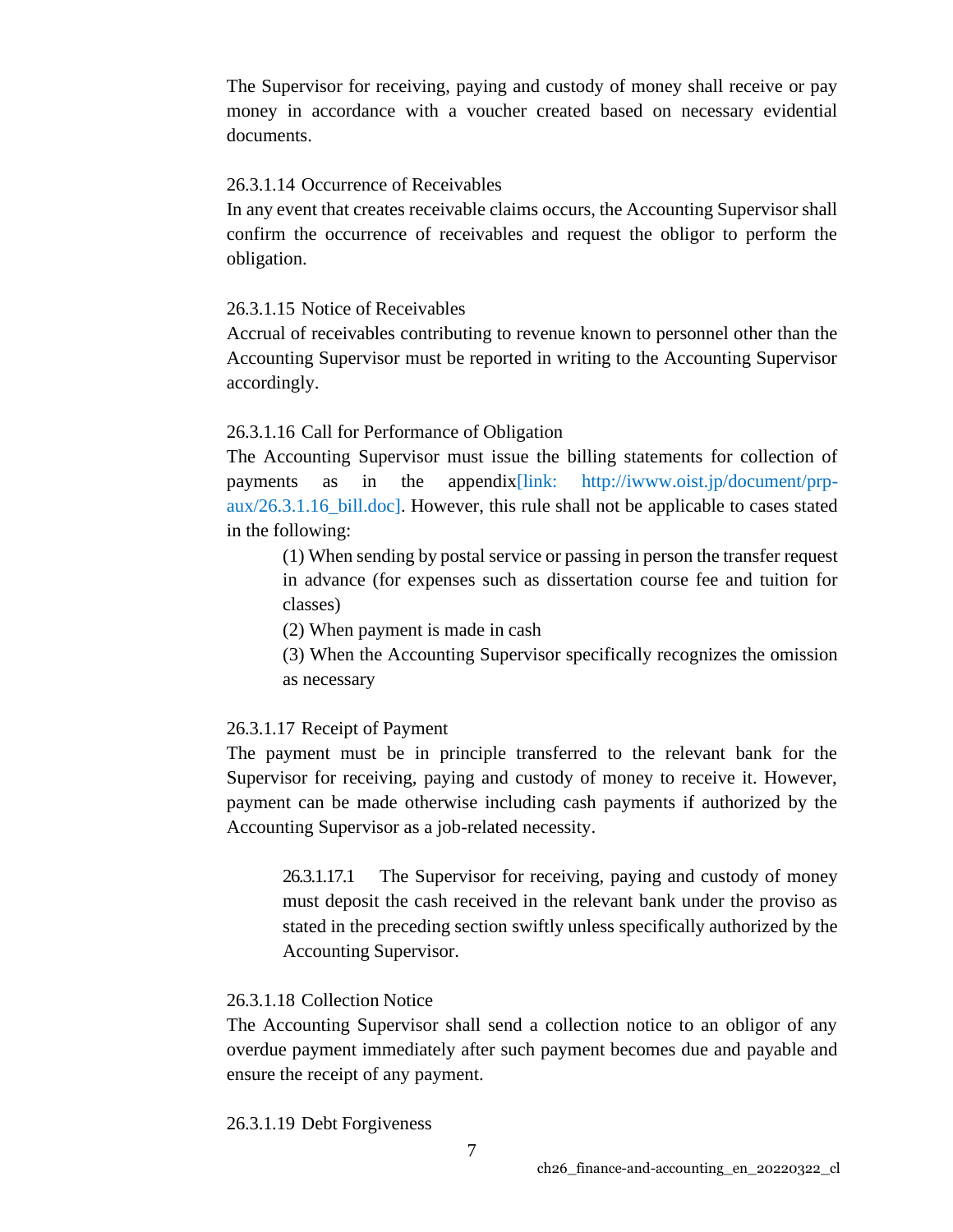The Supervisor for receiving, paying and custody of money shall receive or pay money in accordance with a voucher created based on necessary evidential documents.

#### 26.3.1.14 Occurrence of Receivables

In any event that creates receivable claims occurs, the Accounting Supervisor shall confirm the occurrence of receivables and request the obligor to perform the obligation.

#### 26.3.1.15 Notice of Receivables

Accrual of receivables contributing to revenue known to personnel other than the Accounting Supervisor must be reported in writing to the Accounting Supervisor accordingly.

#### 26.3.1.16 Call for Performance of Obligation

The Accounting Supervisor must issue the billing statements for collection of payments as in the appendix[link: http://iwww.oist.jp/document/prp-aux/26.3.1.16_bill.doc]. However, this rule shall not be applicable to cases stated in the following:

(1) When sending by postal service or passing in person the transfer request in advance (for expenses such as dissertation course fee and tuition for classes)

(2) When payment is made in cash

(3) When the Accounting Supervisor specifically recognizes the omission as necessary

#### 26.3.1.17 Receipt of Payment

The payment must be in principle transferred to the relevant bank for the Supervisor for receiving, paying and custody of money to receive it. However, payment can be made otherwise including cash payments if authorized by the Accounting Supervisor as a job-related necessity.

26.3.1.17.1 The Supervisor for receiving, paying and custody of money must deposit the cash received in the relevant bank under the proviso as stated in the preceding section swiftly unless specifically authorized by the Accounting Supervisor.

#### 26.3.1.18 Collection Notice

The Accounting Supervisor shall send a collection notice to an obligor of any overdue payment immediately after such payment becomes due and payable and ensure the receipt of any payment.

#### 26.3.1.19 Debt Forgiveness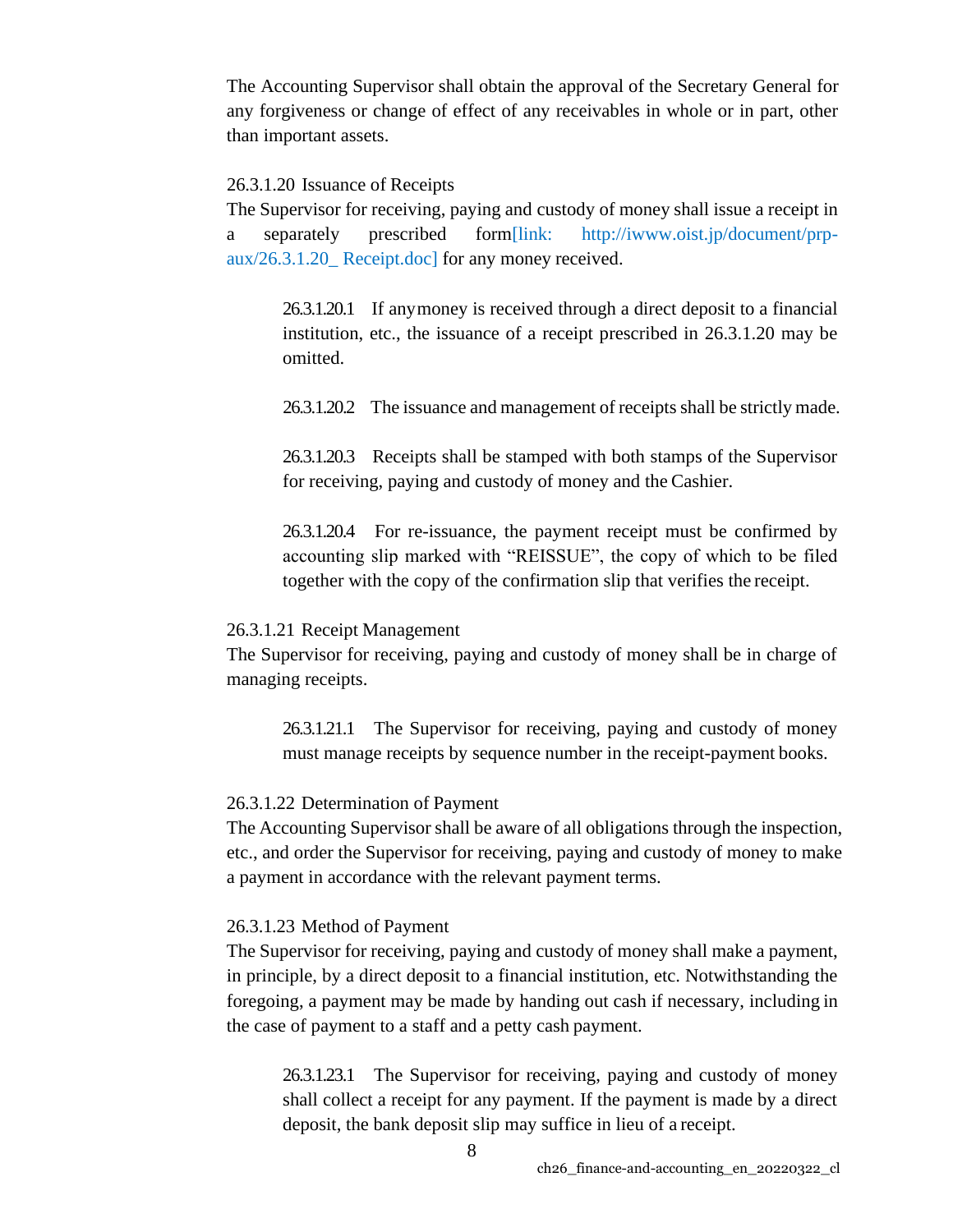The Accounting Supervisor shall obtain the approval of the Secretary General for any forgiveness or change of effect of any receivables in whole or in part, other than important assets.

26.3.1.20 Issuance of Receipts

The Supervisor for receiving, paying and custody of money shall issue a receipt in a separately prescribed form[link: http://iwww.oist.jp/document/prp-aux/26.3.1.20_ Receipt.doc] for any money received.

> 26.3.1.20.1 If any money is received through a direct deposit to a financial institution, etc., the issuance of a receipt prescribed in 26.3.1.20 may be omitted.
>
> 26.3.1.20.2 The issuance and management of receipts shall be strictly made.
>
> 26.3.1.20.3 Receipts shall be stamped with both stamps of the Supervisor for receiving, paying and custody of money and the Cashier.
>
> 26.3.1.20.4 For re-issuance, the payment receipt must be confirmed by accounting slip marked with "REISSUE", the copy of which to be filed together with the copy of the confirmation slip that verifies the receipt.

26.3.1.21 Receipt Management

The Supervisor for receiving, paying and custody of money shall be in charge of managing receipts.

> 26.3.1.21.1 The Supervisor for receiving, paying and custody of money must manage receipts by sequence number in the receipt-payment books.

26.3.1.22 Determination of Payment

The Accounting Supervisor shall be aware of all obligations through the inspection, etc., and order the Supervisor for receiving, paying and custody of money to make a payment in accordance with the relevant payment terms.

26.3.1.23 Method of Payment

The Supervisor for receiving, paying and custody of money shall make a payment, in principle, by a direct deposit to a financial institution, etc. Notwithstanding the foregoing, a payment may be made by handing out cash if necessary, including in the case of payment to a staff and a petty cash payment.

> 26.3.1.23.1 The Supervisor for receiving, paying and custody of money shall collect a receipt for any payment. If the payment is made by a direct deposit, the bank deposit slip may suffice in lieu of a receipt.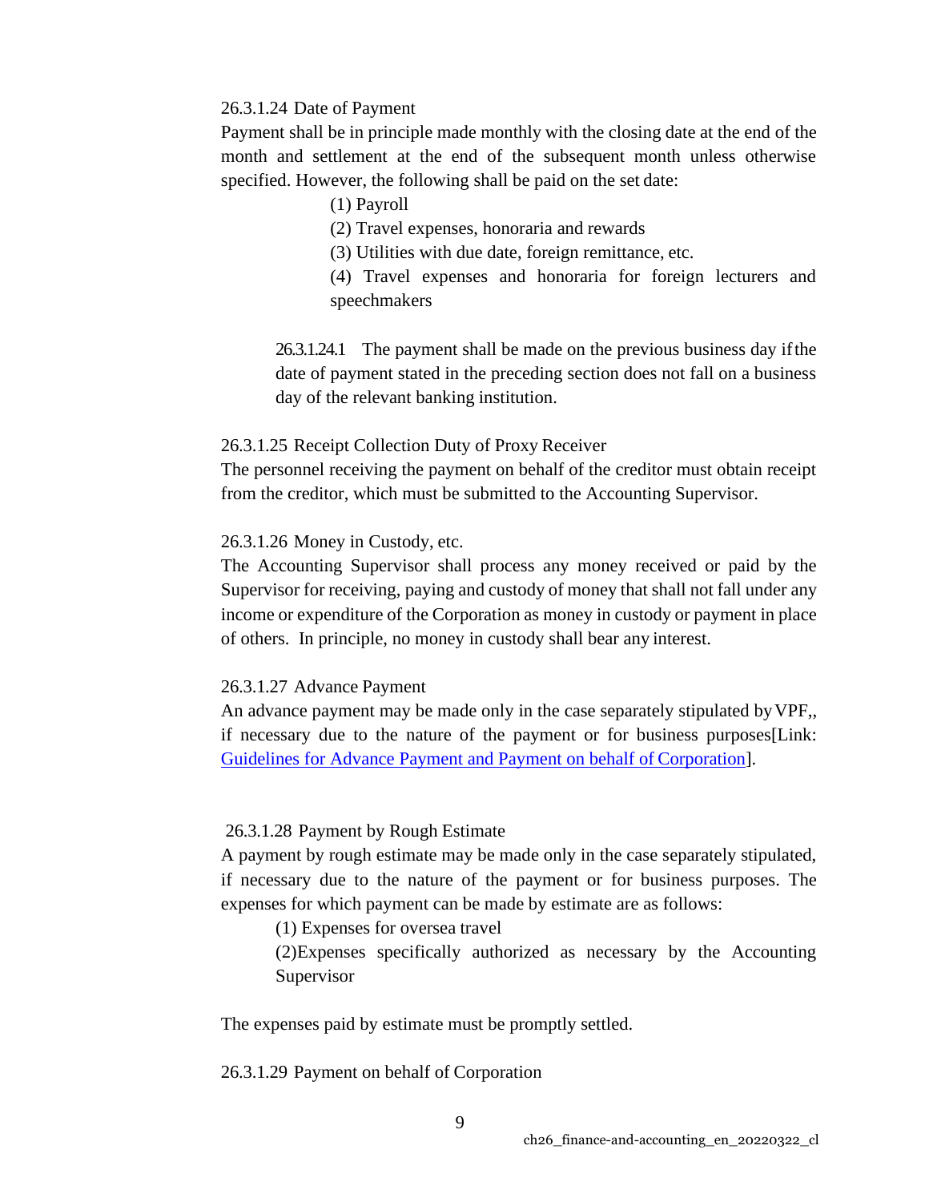26.3.1.24 Date of Payment

Payment shall be in principle made monthly with the closing date at the end of the month and settlement at the end of the subsequent month unless otherwise specified. However, the following shall be paid on the set date:

(1) Payroll

(2) Travel expenses, honoraria and rewards

(3) Utilities with due date, foreign remittance, etc.

(4) Travel expenses and honoraria for foreign lecturers and speechmakers

26.3.1.24.1 The payment shall be made on the previous business day if the date of payment stated in the preceding section does not fall on a business day of the relevant banking institution.

26.3.1.25 Receipt Collection Duty of Proxy Receiver

The personnel receiving the payment on behalf of the creditor must obtain receipt from the creditor, which must be submitted to the Accounting Supervisor.

26.3.1.26 Money in Custody, etc.

The Accounting Supervisor shall process any money received or paid by the Supervisor for receiving, paying and custody of money that shall not fall under any income or expenditure of the Corporation as money in custody or payment in place of others. In principle, no money in custody shall bear any interest.

26.3.1.27 Advance Payment

An advance payment may be made only in the case separately stipulated by VPF,, if necessary due to the nature of the payment or for business purposes[Link: Guidelines for Advance Payment and Payment on behalf of Corporation].

26.3.1.28 Payment by Rough Estimate

A payment by rough estimate may be made only in the case separately stipulated, if necessary due to the nature of the payment or for business purposes. The expenses for which payment can be made by estimate are as follows:

(1) Expenses for oversea travel

(2)Expenses specifically authorized as necessary by the Accounting Supervisor

The expenses paid by estimate must be promptly settled.

26.3.1.29 Payment on behalf of Corporation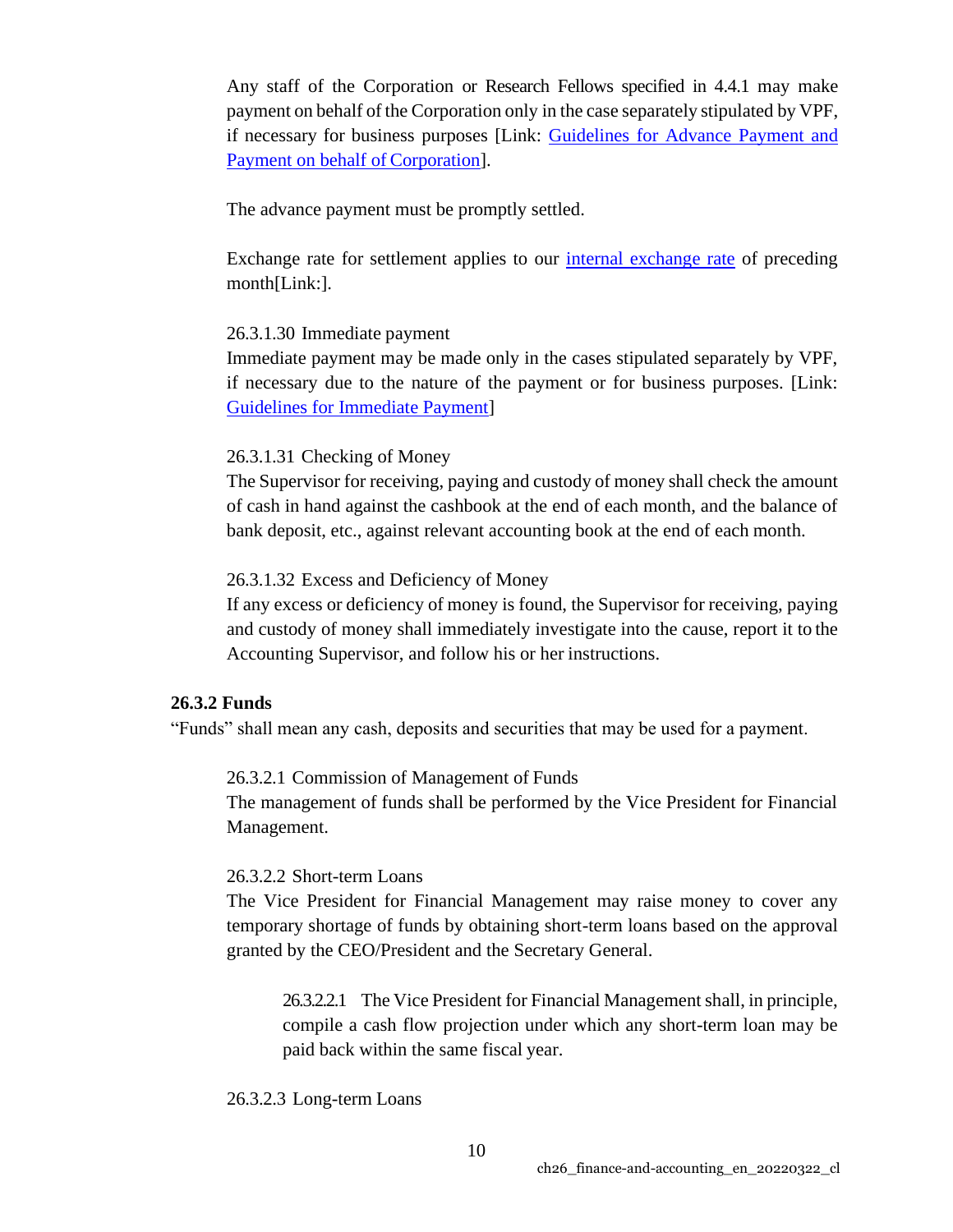Any staff of the Corporation or Research Fellows specified in 4.4.1 may make payment on behalf of the Corporation only in the case separately stipulated by VPF, if necessary for business purposes [Link: Guidelines for Advance Payment and Payment on behalf of Corporation].

The advance payment must be promptly settled.

Exchange rate for settlement applies to our internal exchange rate of preceding month[Link:].

26.3.1.30 Immediate payment
Immediate payment may be made only in the cases stipulated separately by VPF, if necessary due to the nature of the payment or for business purposes. [Link: Guidelines for Immediate Payment]

26.3.1.31 Checking of Money
The Supervisor for receiving, paying and custody of money shall check the amount of cash in hand against the cashbook at the end of each month, and the balance of bank deposit, etc., against relevant accounting book at the end of each month.

26.3.1.32 Excess and Deficiency of Money
If any excess or deficiency of money is found, the Supervisor for receiving, paying and custody of money shall immediately investigate into the cause, report it to the Accounting Supervisor, and follow his or her instructions.

**26.3.2 Funds**

"Funds" shall mean any cash, deposits and securities that may be used for a payment.

26.3.2.1 Commission of Management of Funds
The management of funds shall be performed by the Vice President for Financial Management.

26.3.2.2 Short-term Loans
The Vice President for Financial Management may raise money to cover any temporary shortage of funds by obtaining short-term loans based on the approval granted by the CEO/President and the Secretary General.

26.3.2.2.1 The Vice President for Financial Management shall, in principle, compile a cash flow projection under which any short-term loan may be paid back within the same fiscal year.

26.3.2.3 Long-term Loans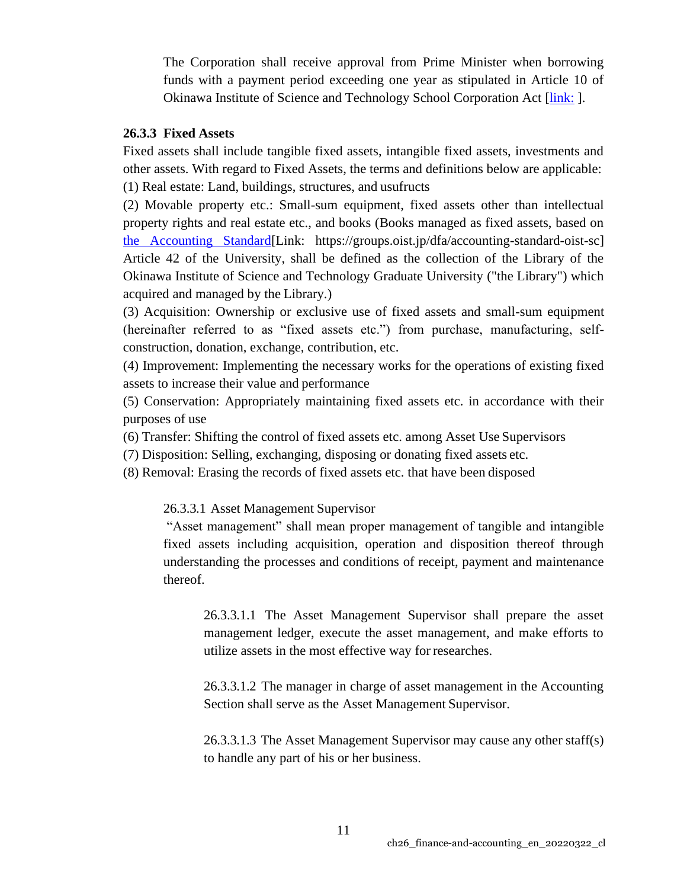The Corporation shall receive approval from Prime Minister when borrowing funds with a payment period exceeding one year as stipulated in Article 10 of Okinawa Institute of Science and Technology School Corporation Act [link: ].

### 26.3.3 Fixed Assets

Fixed assets shall include tangible fixed assets, intangible fixed assets, investments and other assets. With regard to Fixed Assets, the terms and definitions below are applicable:

(1) Real estate: Land, buildings, structures, and usufructs

(2) Movable property etc.: Small-sum equipment, fixed assets other than intellectual property rights and real estate etc., and books (Books managed as fixed assets, based on the Accounting Standard[Link: https://groups.oist.jp/dfa/accounting-standard-oist-sc] Article 42 of the University, shall be defined as the collection of the Library of the Okinawa Institute of Science and Technology Graduate University ("the Library") which acquired and managed by the Library.)

(3) Acquisition: Ownership or exclusive use of fixed assets and small-sum equipment (hereinafter referred to as "fixed assets etc.") from purchase, manufacturing, self-construction, donation, exchange, contribution, etc.

(4) Improvement: Implementing the necessary works for the operations of existing fixed assets to increase their value and performance

(5) Conservation: Appropriately maintaining fixed assets etc. in accordance with their purposes of use

(6) Transfer: Shifting the control of fixed assets etc. among Asset Use Supervisors

(7) Disposition: Selling, exchanging, disposing or donating fixed assets etc.

(8) Removal: Erasing the records of fixed assets etc. that have been disposed

26.3.3.1 Asset Management Supervisor

"Asset management" shall mean proper management of tangible and intangible fixed assets including acquisition, operation and disposition thereof through understanding the processes and conditions of receipt, payment and maintenance thereof.

26.3.3.1.1 The Asset Management Supervisor shall prepare the asset management ledger, execute the asset management, and make efforts to utilize assets in the most effective way for researches.

26.3.3.1.2 The manager in charge of asset management in the Accounting Section shall serve as the Asset Management Supervisor.

26.3.3.1.3 The Asset Management Supervisor may cause any other staff(s) to handle any part of his or her business.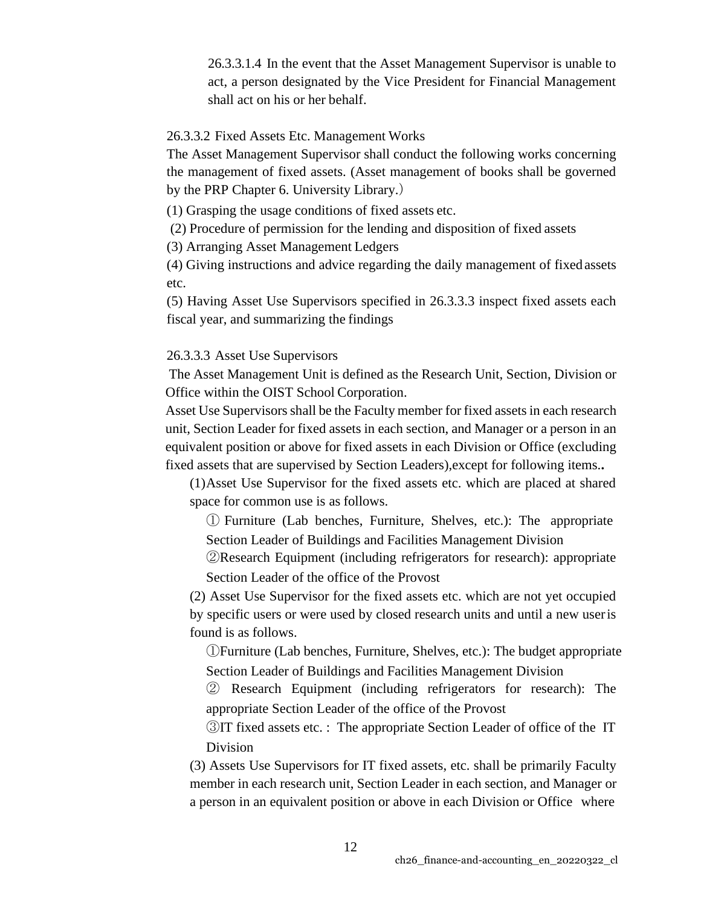26.3.3.1.4 In the event that the Asset Management Supervisor is unable to act, a person designated by the Vice President for Financial Management shall act on his or her behalf.

26.3.3.2 Fixed Assets Etc. Management Works

The Asset Management Supervisor shall conduct the following works concerning the management of fixed assets. (Asset management of books shall be governed by the PRP Chapter 6. University Library.)

(1) Grasping the usage conditions of fixed assets etc.

(2) Procedure of permission for the lending and disposition of fixed assets

(3) Arranging Asset Management Ledgers

(4) Giving instructions and advice regarding the daily management of fixed assets etc.

(5) Having Asset Use Supervisors specified in 26.3.3.3 inspect fixed assets each fiscal year, and summarizing the findings

26.3.3.3 Asset Use Supervisors

The Asset Management Unit is defined as the Research Unit, Section, Division or Office within the OIST School Corporation.

Asset Use Supervisors shall be the Faculty member for fixed assets in each research unit, Section Leader for fixed assets in each section, and Manager or a person in an equivalent position or above for fixed assets in each Division or Office (excluding fixed assets that are supervised by Section Leaders),except for following items..

(1)Asset Use Supervisor for the fixed assets etc. which are placed at shared space for common use is as follows.

① Furniture (Lab benches, Furniture, Shelves, etc.): The appropriate Section Leader of Buildings and Facilities Management Division

②Research Equipment (including refrigerators for research): appropriate Section Leader of the office of the Provost

(2) Asset Use Supervisor for the fixed assets etc. which are not yet occupied by specific users or were used by closed research units and until a new user is found is as follows.

①Furniture (Lab benches, Furniture, Shelves, etc.): The budget appropriate Section Leader of Buildings and Facilities Management Division

② Research Equipment (including refrigerators for research): The appropriate Section Leader of the office of the Provost

③IT fixed assets etc. : The appropriate Section Leader of office of the IT Division

(3) Assets Use Supervisors for IT fixed assets, etc. shall be primarily Faculty member in each research unit, Section Leader in each section, and Manager or a person in an equivalent position or above in each Division or Office where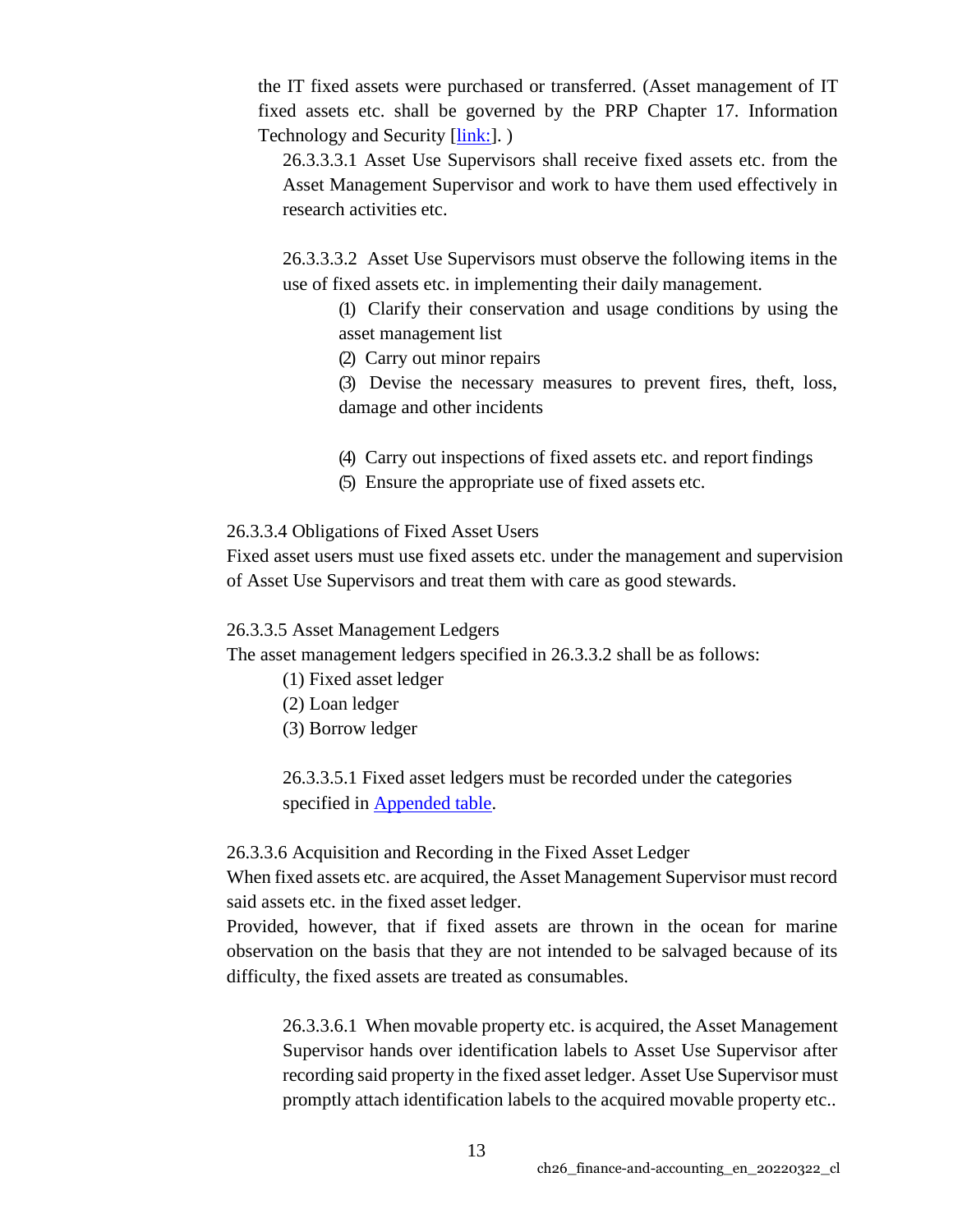the IT fixed assets were purchased or transferred. (Asset management of IT fixed assets etc. shall be governed by the PRP Chapter 17. Information Technology and Security [link:]. )

26.3.3.3.1 Asset Use Supervisors shall receive fixed assets etc. from the Asset Management Supervisor and work to have them used effectively in research activities etc.

26.3.3.3.2 Asset Use Supervisors must observe the following items in the use of fixed assets etc. in implementing their daily management.

(1) Clarify their conservation and usage conditions by using the asset management list

(2) Carry out minor repairs

(3) Devise the necessary measures to prevent fires, theft, loss, damage and other incidents

(4) Carry out inspections of fixed assets etc. and report findings

(5) Ensure the appropriate use of fixed assets etc.

26.3.3.4 Obligations of Fixed Asset Users

Fixed asset users must use fixed assets etc. under the management and supervision of Asset Use Supervisors and treat them with care as good stewards.

26.3.3.5 Asset Management Ledgers

The asset management ledgers specified in 26.3.3.2 shall be as follows:

(1) Fixed asset ledger

(2) Loan ledger

(3) Borrow ledger

26.3.3.5.1 Fixed asset ledgers must be recorded under the categories specified in Appended table.

26.3.3.6 Acquisition and Recording in the Fixed Asset Ledger

When fixed assets etc. are acquired, the Asset Management Supervisor must record said assets etc. in the fixed asset ledger.

Provided, however, that if fixed assets are thrown in the ocean for marine observation on the basis that they are not intended to be salvaged because of its difficulty, the fixed assets are treated as consumables.

26.3.3.6.1 When movable property etc. is acquired, the Asset Management Supervisor hands over identification labels to Asset Use Supervisor after recording said property in the fixed asset ledger. Asset Use Supervisor must promptly attach identification labels to the acquired movable property etc..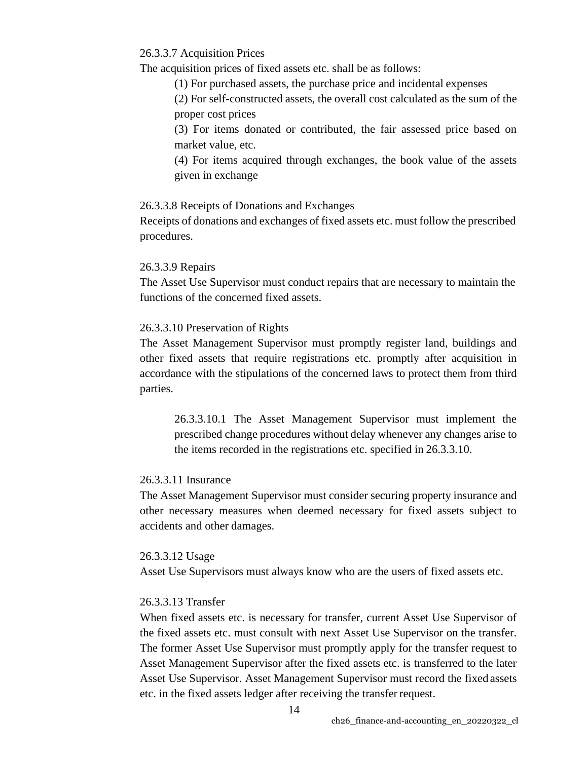26.3.3.7 Acquisition Prices

The acquisition prices of fixed assets etc. shall be as follows:

(1) For purchased assets, the purchase price and incidental expenses

(2) For self-constructed assets, the overall cost calculated as the sum of the proper cost prices

(3) For items donated or contributed, the fair assessed price based on market value, etc.

(4) For items acquired through exchanges, the book value of the assets given in exchange

26.3.3.8 Receipts of Donations and Exchanges

Receipts of donations and exchanges of fixed assets etc. must follow the prescribed procedures.

26.3.3.9 Repairs

The Asset Use Supervisor must conduct repairs that are necessary to maintain the functions of the concerned fixed assets.

26.3.3.10 Preservation of Rights

The Asset Management Supervisor must promptly register land, buildings and other fixed assets that require registrations etc. promptly after acquisition in accordance with the stipulations of the concerned laws to protect them from third parties.

> 26.3.3.10.1 The Asset Management Supervisor must implement the prescribed change procedures without delay whenever any changes arise to the items recorded in the registrations etc. specified in 26.3.3.10.

26.3.3.11 Insurance

The Asset Management Supervisor must consider securing property insurance and other necessary measures when deemed necessary for fixed assets subject to accidents and other damages.

26.3.3.12 Usage

Asset Use Supervisors must always know who are the users of fixed assets etc.

26.3.3.13 Transfer

When fixed assets etc. is necessary for transfer, current Asset Use Supervisor of the fixed assets etc. must consult with next Asset Use Supervisor on the transfer. The former Asset Use Supervisor must promptly apply for the transfer request to Asset Management Supervisor after the fixed assets etc. is transferred to the later Asset Use Supervisor. Asset Management Supervisor must record the fixed assets etc. in the fixed assets ledger after receiving the transfer request.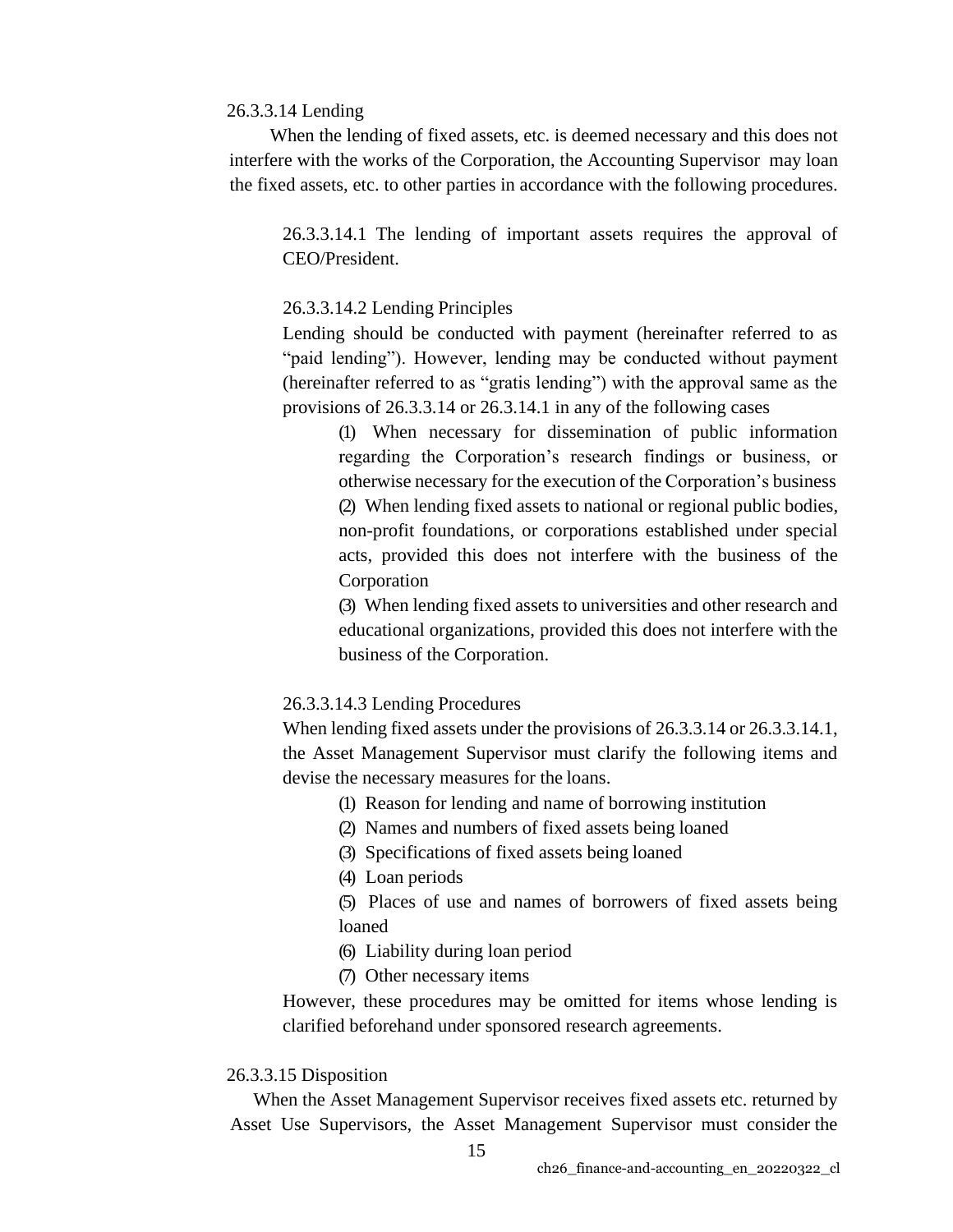26.3.3.14 Lending

When the lending of fixed assets, etc. is deemed necessary and this does not interfere with the works of the Corporation, the Accounting Supervisor may loan the fixed assets, etc. to other parties in accordance with the following procedures.

26.3.3.14.1 The lending of important assets requires the approval of CEO/President.

26.3.3.14.2 Lending Principles

Lending should be conducted with payment (hereinafter referred to as "paid lending"). However, lending may be conducted without payment (hereinafter referred to as "gratis lending") with the approval same as the provisions of 26.3.3.14 or 26.3.14.1 in any of the following cases

(1) When necessary for dissemination of public information regarding the Corporation's research findings or business, or otherwise necessary for the execution of the Corporation's business

(2) When lending fixed assets to national or regional public bodies, non-profit foundations, or corporations established under special acts, provided this does not interfere with the business of the Corporation

(3) When lending fixed assets to universities and other research and educational organizations, provided this does not interfere with the business of the Corporation.

26.3.3.14.3 Lending Procedures

When lending fixed assets under the provisions of 26.3.3.14 or 26.3.3.14.1, the Asset Management Supervisor must clarify the following items and devise the necessary measures for the loans.

(1) Reason for lending and name of borrowing institution

(2) Names and numbers of fixed assets being loaned

(3) Specifications of fixed assets being loaned

(4) Loan periods

(5) Places of use and names of borrowers of fixed assets being loaned

(6) Liability during loan period

(7) Other necessary items

However, these procedures may be omitted for items whose lending is clarified beforehand under sponsored research agreements.

26.3.3.15 Disposition

When the Asset Management Supervisor receives fixed assets etc. returned by Asset Use Supervisors, the Asset Management Supervisor must consider the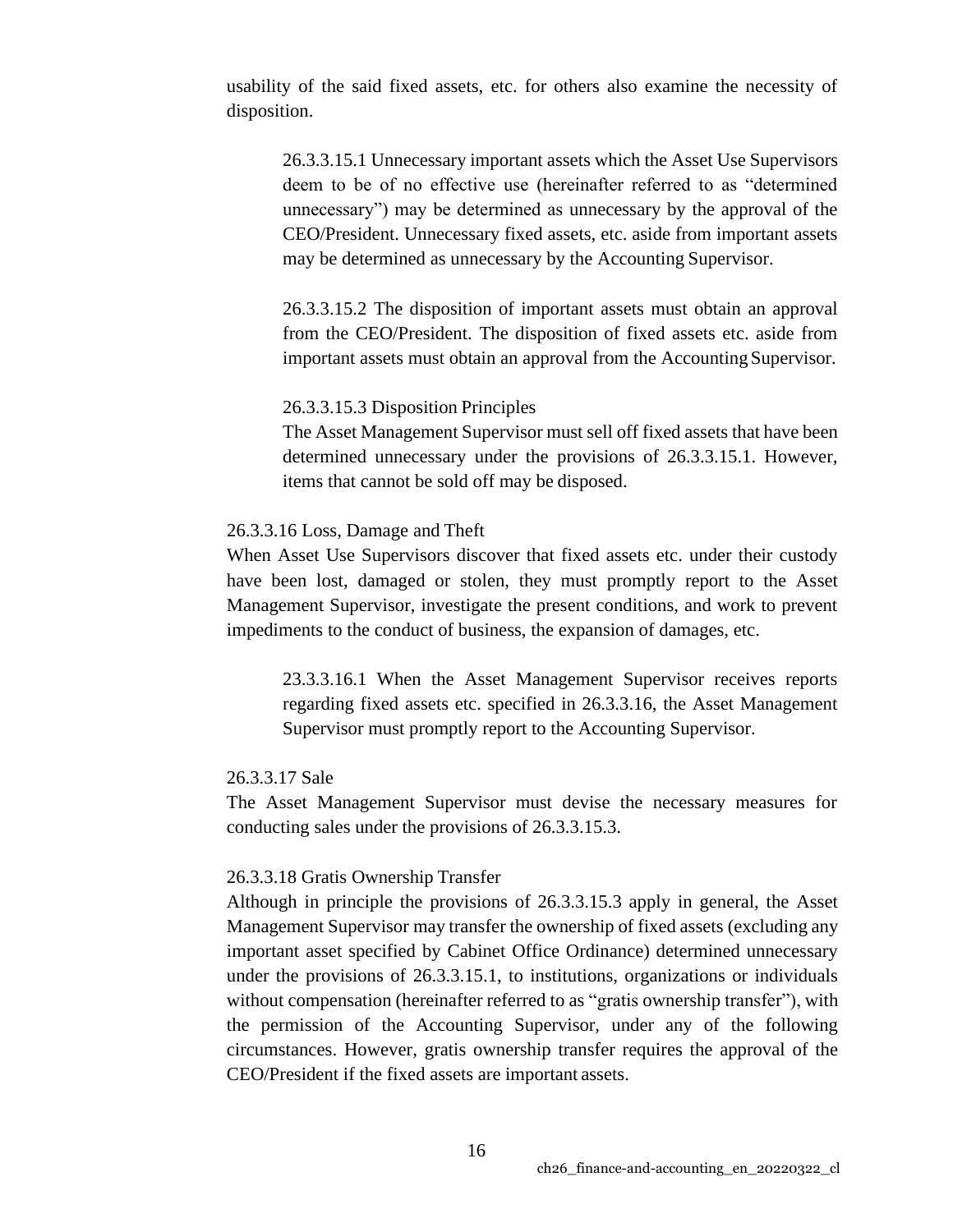usability of the said fixed assets, etc. for others also examine the necessity of disposition.

26.3.3.15.1 Unnecessary important assets which the Asset Use Supervisors deem to be of no effective use (hereinafter referred to as "determined unnecessary") may be determined as unnecessary by the approval of the CEO/President. Unnecessary fixed assets, etc. aside from important assets may be determined as unnecessary by the Accounting Supervisor.

26.3.3.15.2 The disposition of important assets must obtain an approval from the CEO/President. The disposition of fixed assets etc. aside from important assets must obtain an approval from the Accounting Supervisor.

26.3.3.15.3 Disposition Principles

The Asset Management Supervisor must sell off fixed assets that have been determined unnecessary under the provisions of 26.3.3.15.1. However, items that cannot be sold off may be disposed.

26.3.3.16 Loss, Damage and Theft

When Asset Use Supervisors discover that fixed assets etc. under their custody have been lost, damaged or stolen, they must promptly report to the Asset Management Supervisor, investigate the present conditions, and work to prevent impediments to the conduct of business, the expansion of damages, etc.

23.3.3.16.1 When the Asset Management Supervisor receives reports regarding fixed assets etc. specified in 26.3.3.16, the Asset Management Supervisor must promptly report to the Accounting Supervisor.

26.3.3.17 Sale

The Asset Management Supervisor must devise the necessary measures for conducting sales under the provisions of 26.3.3.15.3.

26.3.3.18 Gratis Ownership Transfer

Although in principle the provisions of 26.3.3.15.3 apply in general, the Asset Management Supervisor may transfer the ownership of fixed assets (excluding any important asset specified by Cabinet Office Ordinance) determined unnecessary under the provisions of 26.3.3.15.1, to institutions, organizations or individuals without compensation (hereinafter referred to as "gratis ownership transfer"), with the permission of the Accounting Supervisor, under any of the following circumstances. However, gratis ownership transfer requires the approval of the CEO/President if the fixed assets are important assets.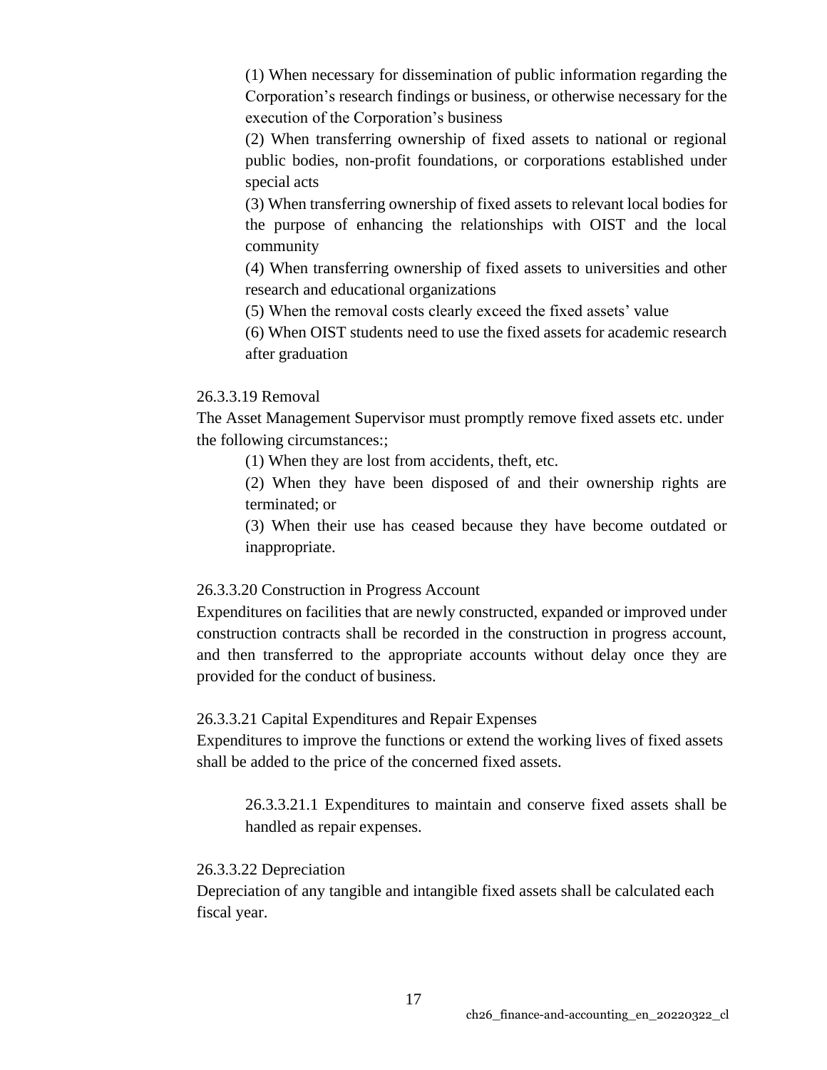(1) When necessary for dissemination of public information regarding the Corporation's research findings or business, or otherwise necessary for the execution of the Corporation's business

(2) When transferring ownership of fixed assets to national or regional public bodies, non-profit foundations, or corporations established under special acts

(3) When transferring ownership of fixed assets to relevant local bodies for the purpose of enhancing the relationships with OIST and the local community

(4) When transferring ownership of fixed assets to universities and other research and educational organizations

(5) When the removal costs clearly exceed the fixed assets' value

(6) When OIST students need to use the fixed assets for academic research after graduation

26.3.3.19 Removal

The Asset Management Supervisor must promptly remove fixed assets etc. under the following circumstances:;

(1) When they are lost from accidents, theft, etc.

(2) When they have been disposed of and their ownership rights are terminated; or

(3) When their use has ceased because they have become outdated or inappropriate.

26.3.3.20 Construction in Progress Account

Expenditures on facilities that are newly constructed, expanded or improved under construction contracts shall be recorded in the construction in progress account, and then transferred to the appropriate accounts without delay once they are provided for the conduct of business.

26.3.3.21 Capital Expenditures and Repair Expenses

Expenditures to improve the functions or extend the working lives of fixed assets shall be added to the price of the concerned fixed assets.

26.3.3.21.1 Expenditures to maintain and conserve fixed assets shall be handled as repair expenses.

26.3.3.22 Depreciation

Depreciation of any tangible and intangible fixed assets shall be calculated each fiscal year.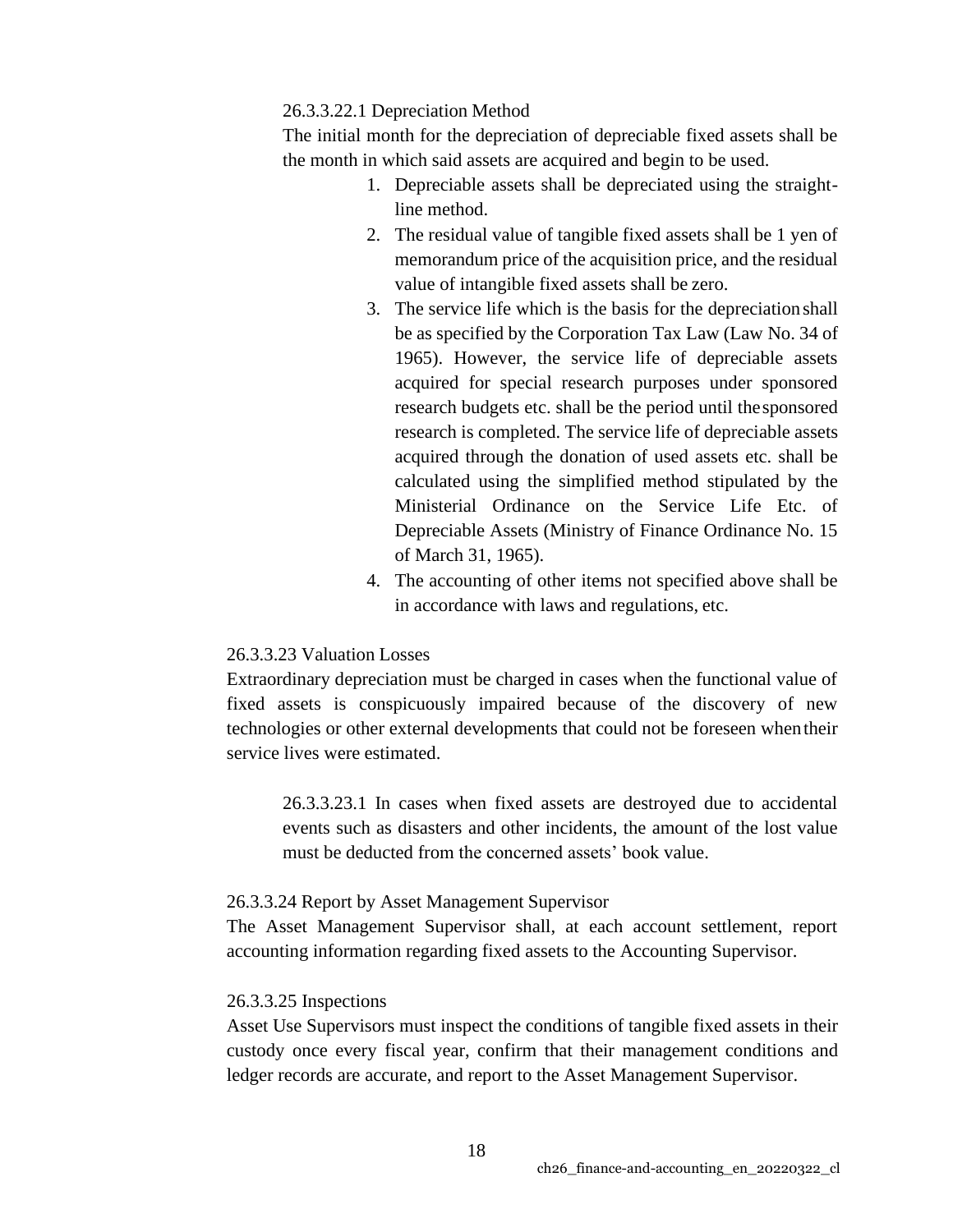26.3.3.22.1 Depreciation Method

The initial month for the depreciation of depreciable fixed assets shall be the month in which said assets are acquired and begin to be used.

1. Depreciable assets shall be depreciated using the straight-line method.
2. The residual value of tangible fixed assets shall be 1 yen of memorandum price of the acquisition price, and the residual value of intangible fixed assets shall be zero.
3. The service life which is the basis for the depreciation shall be as specified by the Corporation Tax Law (Law No. 34 of 1965). However, the service life of depreciable assets acquired for special research purposes under sponsored research budgets etc. shall be the period until the sponsored research is completed. The service life of depreciable assets acquired through the donation of used assets etc. shall be calculated using the simplified method stipulated by the Ministerial Ordinance on the Service Life Etc. of Depreciable Assets (Ministry of Finance Ordinance No. 15 of March 31, 1965).
4. The accounting of other items not specified above shall be in accordance with laws and regulations, etc.

26.3.3.23 Valuation Losses

Extraordinary depreciation must be charged in cases when the functional value of fixed assets is conspicuously impaired because of the discovery of new technologies or other external developments that could not be foreseen when their service lives were estimated.

26.3.3.23.1 In cases when fixed assets are destroyed due to accidental events such as disasters and other incidents, the amount of the lost value must be deducted from the concerned assets' book value.

26.3.3.24 Report by Asset Management Supervisor

The Asset Management Supervisor shall, at each account settlement, report accounting information regarding fixed assets to the Accounting Supervisor.

26.3.3.25 Inspections

Asset Use Supervisors must inspect the conditions of tangible fixed assets in their custody once every fiscal year, confirm that their management conditions and ledger records are accurate, and report to the Asset Management Supervisor.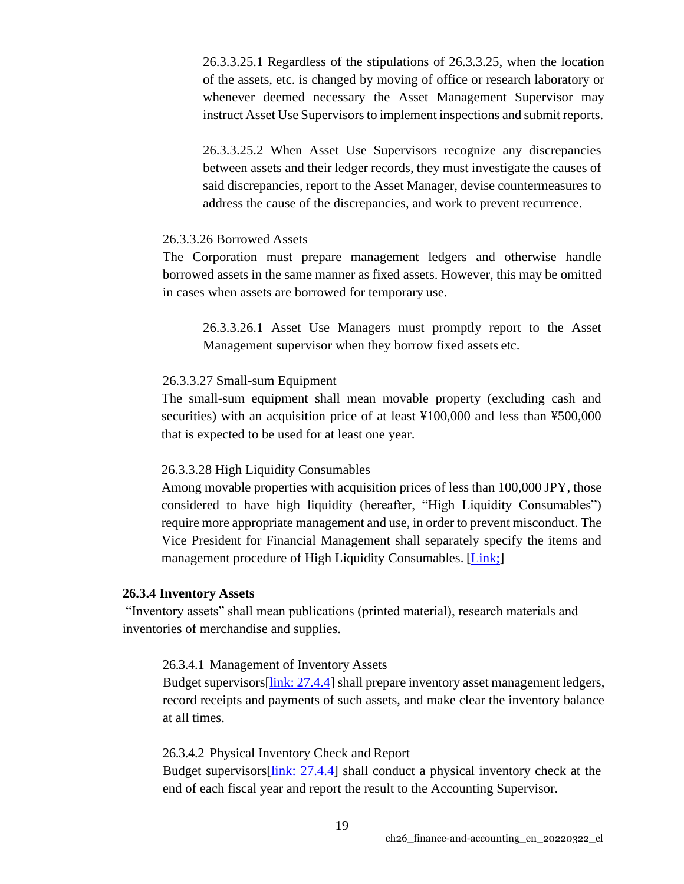26.3.3.25.1 Regardless of the stipulations of 26.3.3.25, when the location of the assets, etc. is changed by moving of office or research laboratory or whenever deemed necessary the Asset Management Supervisor may instruct Asset Use Supervisors to implement inspections and submit reports.

26.3.3.25.2 When Asset Use Supervisors recognize any discrepancies between assets and their ledger records, they must investigate the causes of said discrepancies, report to the Asset Manager, devise countermeasures to address the cause of the discrepancies, and work to prevent recurrence.

26.3.3.26 Borrowed Assets

The Corporation must prepare management ledgers and otherwise handle borrowed assets in the same manner as fixed assets. However, this may be omitted in cases when assets are borrowed for temporary use.

26.3.3.26.1 Asset Use Managers must promptly report to the Asset Management supervisor when they borrow fixed assets etc.

26.3.3.27 Small-sum Equipment

The small-sum equipment shall mean movable property (excluding cash and securities) with an acquisition price of at least ¥100,000 and less than ¥500,000 that is expected to be used for at least one year.

26.3.3.28 High Liquidity Consumables

Among movable properties with acquisition prices of less than 100,000 JPY, those considered to have high liquidity (hereafter, "High Liquidity Consumables") require more appropriate management and use, in order to prevent misconduct. The Vice President for Financial Management shall separately specify the items and management procedure of High Liquidity Consumables. [Link;]

**26.3.4 Inventory Assets**

"Inventory assets" shall mean publications (printed material), research materials and inventories of merchandise and supplies.

26.3.4.1 Management of Inventory Assets

Budget supervisors[link: 27.4.4] shall prepare inventory asset management ledgers, record receipts and payments of such assets, and make clear the inventory balance at all times.

26.3.4.2 Physical Inventory Check and Report

Budget supervisors[link: 27.4.4] shall conduct a physical inventory check at the end of each fiscal year and report the result to the Accounting Supervisor.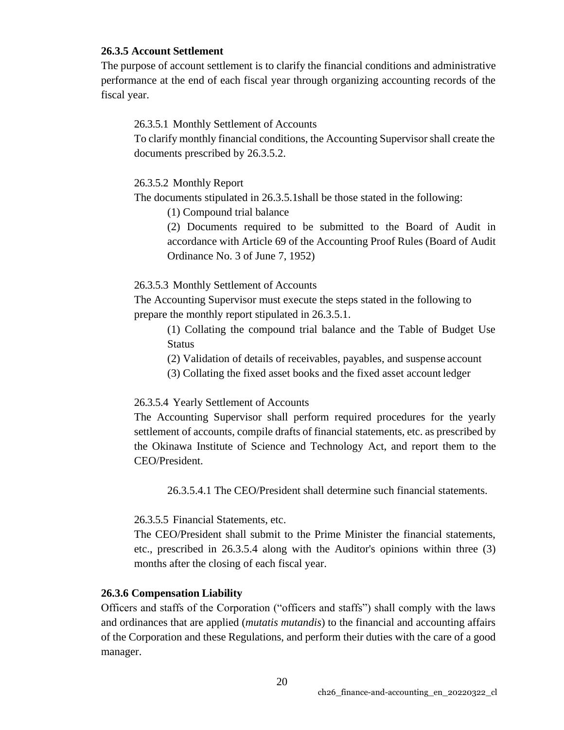### 26.3.5 Account Settlement

The purpose of account settlement is to clarify the financial conditions and administrative performance at the end of each fiscal year through organizing accounting records of the fiscal year.

26.3.5.1 Monthly Settlement of Accounts

To clarify monthly financial conditions, the Accounting Supervisor shall create the documents prescribed by 26.3.5.2.

26.3.5.2 Monthly Report

The documents stipulated in 26.3.5.1shall be those stated in the following:

(1) Compound trial balance

(2) Documents required to be submitted to the Board of Audit in accordance with Article 69 of the Accounting Proof Rules (Board of Audit Ordinance No. 3 of June 7, 1952)

26.3.5.3 Monthly Settlement of Accounts

The Accounting Supervisor must execute the steps stated in the following to prepare the monthly report stipulated in 26.3.5.1.

(1) Collating the compound trial balance and the Table of Budget Use Status

(2) Validation of details of receivables, payables, and suspense account

(3) Collating the fixed asset books and the fixed asset account ledger

26.3.5.4 Yearly Settlement of Accounts

The Accounting Supervisor shall perform required procedures for the yearly settlement of accounts, compile drafts of financial statements, etc. as prescribed by the Okinawa Institute of Science and Technology Act, and report them to the CEO/President.

26.3.5.4.1 The CEO/President shall determine such financial statements.

26.3.5.5 Financial Statements, etc.

The CEO/President shall submit to the Prime Minister the financial statements, etc., prescribed in 26.3.5.4 along with the Auditor's opinions within three (3) months after the closing of each fiscal year.

### 26.3.6 Compensation Liability

Officers and staffs of the Corporation ("officers and staffs") shall comply with the laws and ordinances that are applied (*mutatis mutandis*) to the financial and accounting affairs of the Corporation and these Regulations, and perform their duties with the care of a good manager.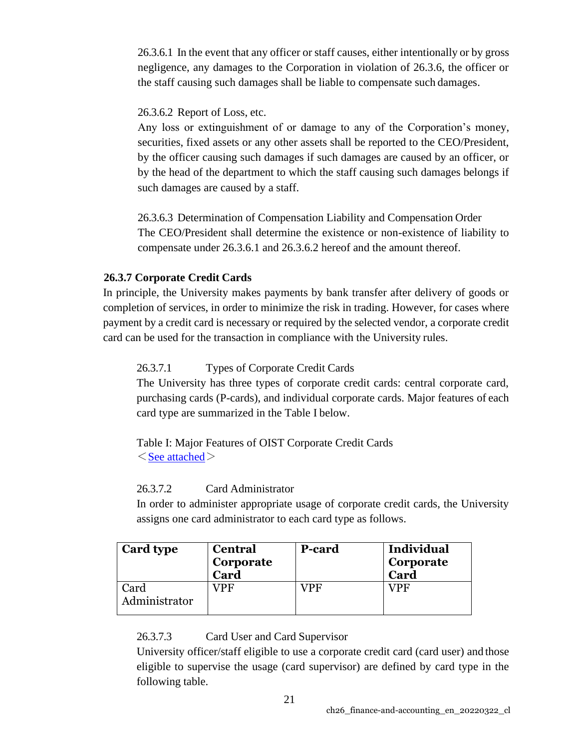26.3.6.1 In the event that any officer or staff causes, either intentionally or by gross negligence, any damages to the Corporation in violation of 26.3.6, the officer or the staff causing such damages shall be liable to compensate such damages.

26.3.6.2 Report of Loss, etc.
Any loss or extinguishment of or damage to any of the Corporation's money, securities, fixed assets or any other assets shall be reported to the CEO/President, by the officer causing such damages if such damages are caused by an officer, or by the head of the department to which the staff causing such damages belongs if such damages are caused by a staff.

26.3.6.3 Determination of Compensation Liability and Compensation Order
The CEO/President shall determine the existence or non-existence of liability to compensate under 26.3.6.1 and 26.3.6.2 hereof and the amount thereof.

### 26.3.7 Corporate Credit Cards

In principle, the University makes payments by bank transfer after delivery of goods or completion of services, in order to minimize the risk in trading. However, for cases where payment by a credit card is necessary or required by the selected vendor, a corporate credit card can be used for the transaction in compliance with the University rules.

26.3.7.1 Types of Corporate Credit Cards
The University has three types of corporate credit cards: central corporate card, purchasing cards (P-cards), and individual corporate cards. Major features of each card type are summarized in the Table I below.

Table I: Major Features of OIST Corporate Credit Cards
＜See attached＞

26.3.7.2 Card Administrator
In order to administer appropriate usage of corporate credit cards, the University assigns one card administrator to each card type as follows.

| Card type | Central Corporate Card | P-card | Individual Corporate Card |
|---|---|---|---|
| Card Administrator | VPF | VPF | VPF |

26.3.7.3 Card User and Card Supervisor
University officer/staff eligible to use a corporate credit card (card user) and those eligible to supervise the usage (card supervisor) are defined by card type in the following table.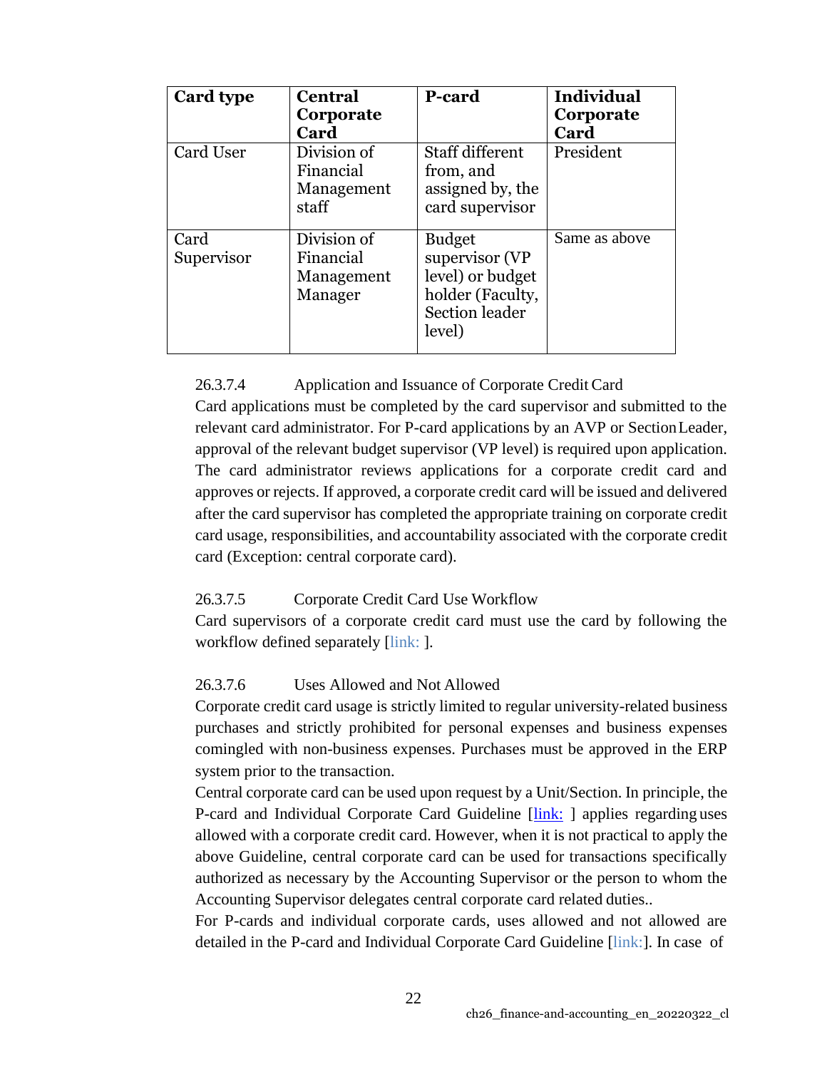| Card type | Central Corporate Card | P-card | Individual Corporate Card |
|---|---|---|---|
| Card User | Division of Financial Management staff | Staff different from, and assigned by, the card supervisor | President |
| Card Supervisor | Division of Financial Management Manager | Budget supervisor (VP level) or budget holder (Faculty, Section leader level) | Same as above |

26.3.7.4 Application and Issuance of Corporate Credit Card

Card applications must be completed by the card supervisor and submitted to the relevant card administrator. For P-card applications by an AVP or Section Leader, approval of the relevant budget supervisor (VP level) is required upon application. The card administrator reviews applications for a corporate credit card and approves or rejects. If approved, a corporate credit card will be issued and delivered after the card supervisor has completed the appropriate training on corporate credit card usage, responsibilities, and accountability associated with the corporate credit card (Exception: central corporate card).

26.3.7.5 Corporate Credit Card Use Workflow

Card supervisors of a corporate credit card must use the card by following the workflow defined separately [link: ].

26.3.7.6 Uses Allowed and Not Allowed

Corporate credit card usage is strictly limited to regular university-related business purchases and strictly prohibited for personal expenses and business expenses comingled with non-business expenses. Purchases must be approved in the ERP system prior to the transaction.

Central corporate card can be used upon request by a Unit/Section. In principle, the P-card and Individual Corporate Card Guideline [link: ] applies regarding uses allowed with a corporate credit card. However, when it is not practical to apply the above Guideline, central corporate card can be used for transactions specifically authorized as necessary by the Accounting Supervisor or the person to whom the Accounting Supervisor delegates central corporate card related duties..

For P-cards and individual corporate cards, uses allowed and not allowed are detailed in the P-card and Individual Corporate Card Guideline [link:]. In case of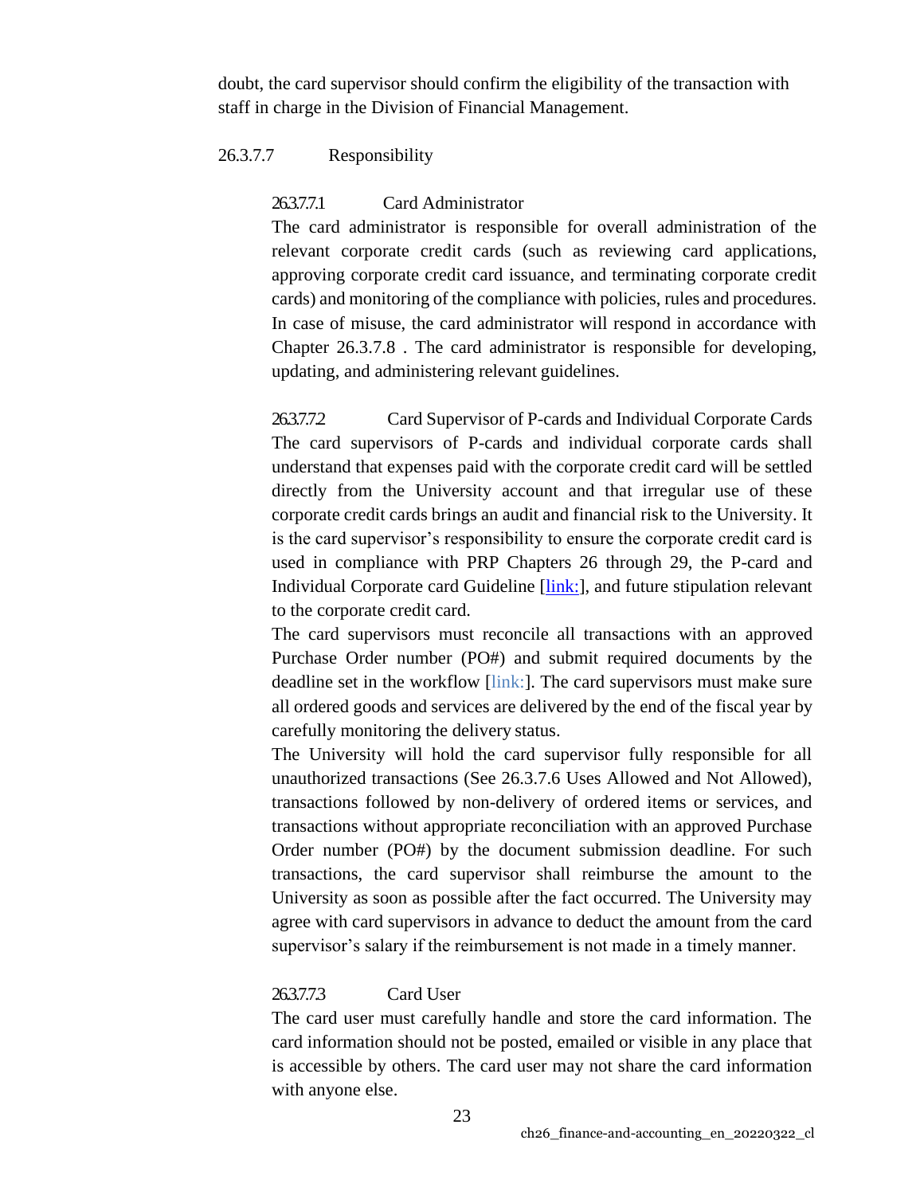doubt, the card supervisor should confirm the eligibility of the transaction with staff in charge in the Division of Financial Management.

#### 26.3.7.7 Responsibility

##### 26.3.7.7.1 Card Administrator

The card administrator is responsible for overall administration of the relevant corporate credit cards (such as reviewing card applications, approving corporate credit card issuance, and terminating corporate credit cards) and monitoring of the compliance with policies, rules and procedures. In case of misuse, the card administrator will respond in accordance with Chapter 26.3.7.8 . The card administrator is responsible for developing, updating, and administering relevant guidelines.

##### 26.3.7.7.2 Card Supervisor of P-cards and Individual Corporate Cards

The card supervisors of P-cards and individual corporate cards shall understand that expenses paid with the corporate credit card will be settled directly from the University account and that irregular use of these corporate credit cards brings an audit and financial risk to the University. It is the card supervisor's responsibility to ensure the corporate credit card is used in compliance with PRP Chapters 26 through 29, the P-card and Individual Corporate card Guideline [link:], and future stipulation relevant to the corporate credit card.

The card supervisors must reconcile all transactions with an approved Purchase Order number (PO#) and submit required documents by the deadline set in the workflow [link:]. The card supervisors must make sure all ordered goods and services are delivered by the end of the fiscal year by carefully monitoring the delivery status.

The University will hold the card supervisor fully responsible for all unauthorized transactions (See 26.3.7.6 Uses Allowed and Not Allowed), transactions followed by non-delivery of ordered items or services, and transactions without appropriate reconciliation with an approved Purchase Order number (PO#) by the document submission deadline. For such transactions, the card supervisor shall reimburse the amount to the University as soon as possible after the fact occurred. The University may agree with card supervisors in advance to deduct the amount from the card supervisor's salary if the reimbursement is not made in a timely manner.

##### 26.3.7.7.3 Card User

The card user must carefully handle and store the card information. The card information should not be posted, emailed or visible in any place that is accessible by others. The card user may not share the card information with anyone else.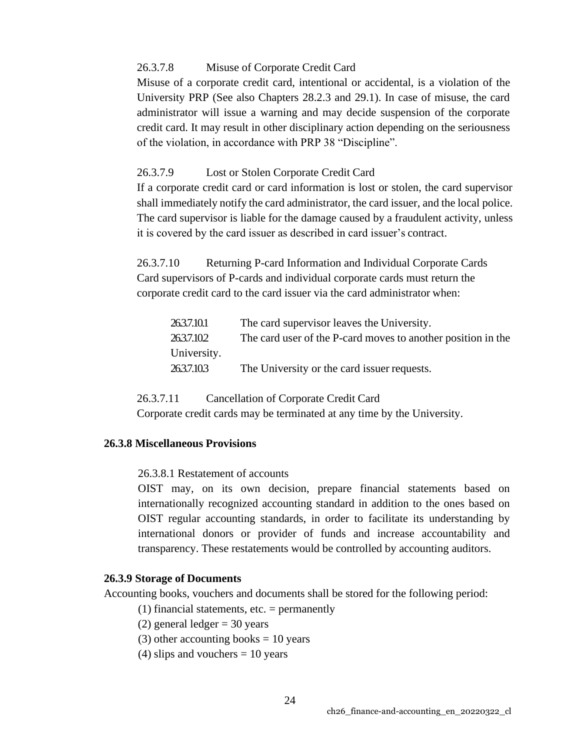26.3.7.8 Misuse of Corporate Credit Card

Misuse of a corporate credit card, intentional or accidental, is a violation of the University PRP (See also Chapters 28.2.3 and 29.1). In case of misuse, the card administrator will issue a warning and may decide suspension of the corporate credit card. It may result in other disciplinary action depending on the seriousness of the violation, in accordance with PRP 38 "Discipline".

26.3.7.9 Lost or Stolen Corporate Credit Card

If a corporate credit card or card information is lost or stolen, the card supervisor shall immediately notify the card administrator, the card issuer, and the local police. The card supervisor is liable for the damage caused by a fraudulent activity, unless it is covered by the card issuer as described in card issuer's contract.

26.3.7.10 Returning P-card Information and Individual Corporate Cards

Card supervisors of P-cards and individual corporate cards must return the corporate credit card to the card issuer via the card administrator when:

26.3.7.10.1 The card supervisor leaves the University.

26.3.7.10.2 The card user of the P-card moves to another position in the University.

26.3.7.10.3 The University or the card issuer requests.

26.3.7.11 Cancellation of Corporate Credit Card

Corporate credit cards may be terminated at any time by the University.

**26.3.8 Miscellaneous Provisions**

26.3.8.1 Restatement of accounts

OIST may, on its own decision, prepare financial statements based on internationally recognized accounting standard in addition to the ones based on OIST regular accounting standards, in order to facilitate its understanding by international donors or provider of funds and increase accountability and transparency. These restatements would be controlled by accounting auditors.

**26.3.9 Storage of Documents**

Accounting books, vouchers and documents shall be stored for the following period:

(1) financial statements, etc. = permanently

(2) general ledger = 30 years

(3) other accounting books = 10 years

(4) slips and vouchers = 10 years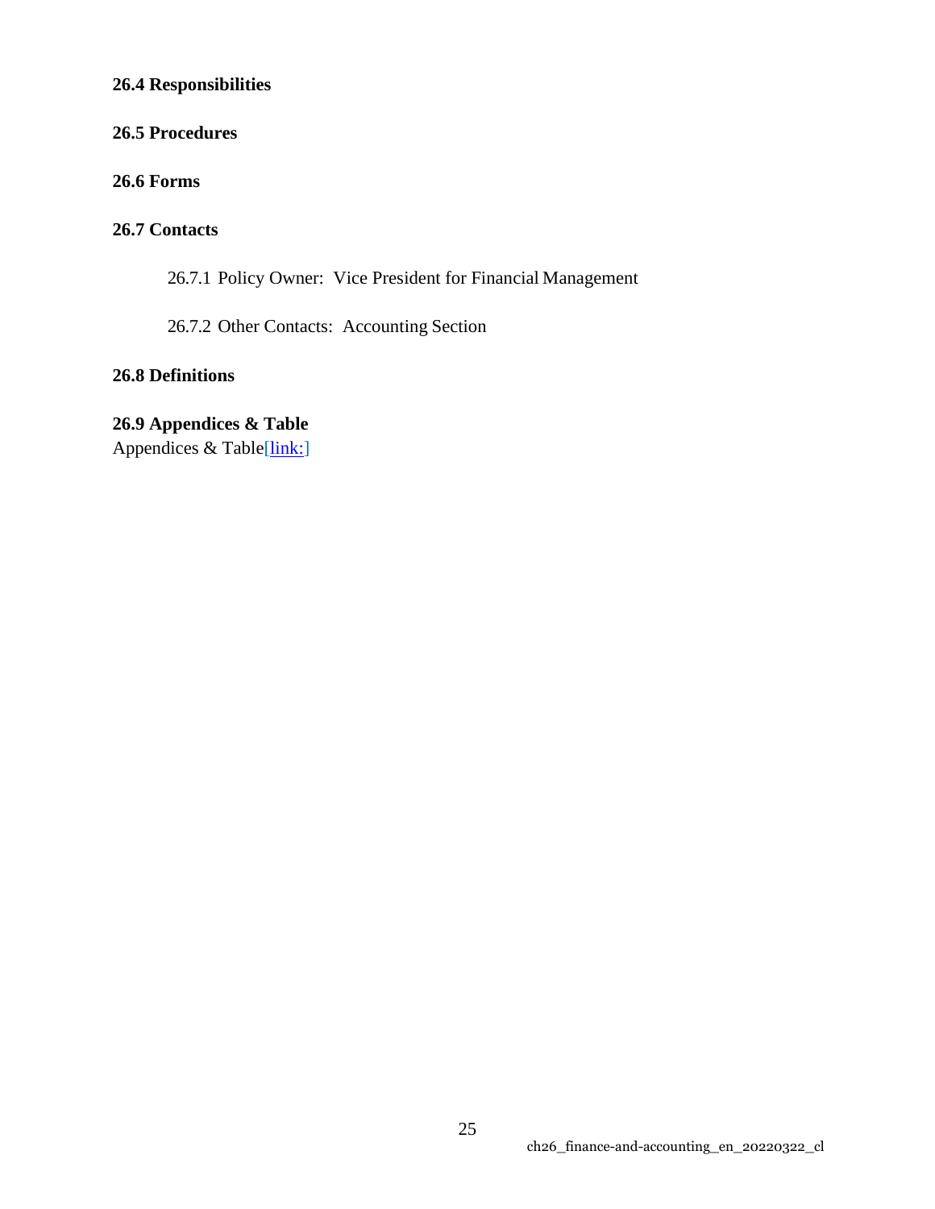**26.4 Responsibilities**

**26.5 Procedures**

**26.6 Forms**

**26.7 Contacts**

26.7.1 Policy Owner: Vice President for Financial Management

26.7.2 Other Contacts: Accounting Section

**26.8 Definitions**

**26.9 Appendices & Table**

Appendices & Table[link:]